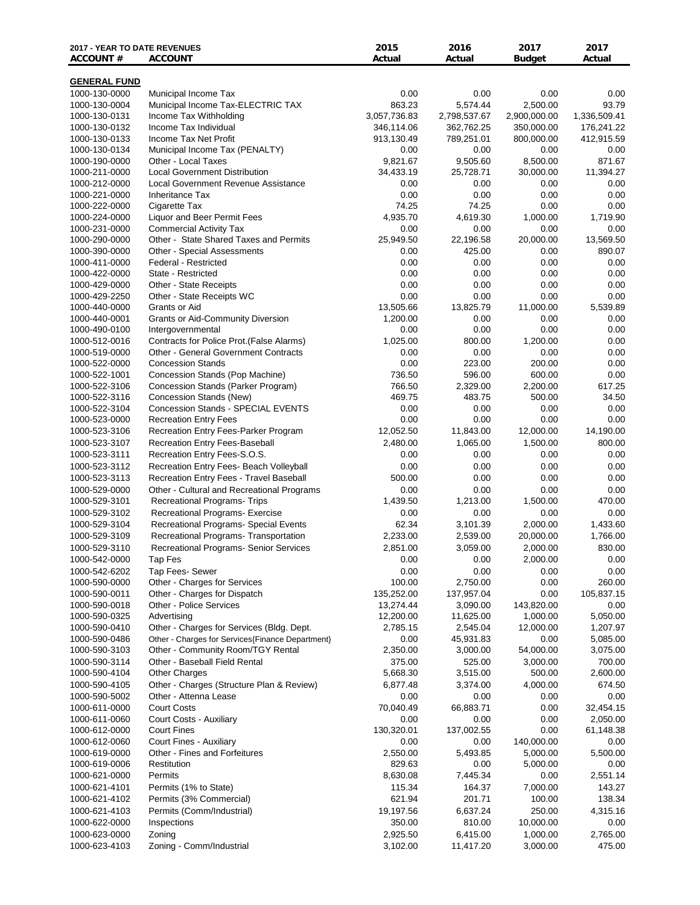| 2017 - YEAR TO DATE REVENUES<br>ACCOUNT # | ACCOUNT | 2015<br>Actual | 2016<br>Actual | 2017<br>Budget | 2017<br>Actual |
|---|---|---|---|---|---|
| **GENERAL FUND** | | | | | |
| 1000-130-0000 | Municipal Income Tax | 0.00 | 0.00 | 0.00 | 0.00 |
| 1000-130-0004 | Municipal Income Tax-ELECTRIC TAX | 863.23 | 5,574.44 | 2,500.00 | 93.79 |
| 1000-130-0131 | Income Tax Withholding | 3,057,736.83 | 2,798,537.67 | 2,900,000.00 | 1,336,509.41 |
| 1000-130-0132 | Income Tax Individual | 346,114.06 | 362,762.25 | 350,000.00 | 176,241.22 |
| 1000-130-0133 | Income Tax Net Profit | 913,130.49 | 789,251.01 | 800,000.00 | 412,915.59 |
| 1000-130-0134 | Municipal Income Tax (PENALTY) | 0.00 | 0.00 | 0.00 | 0.00 |
| 1000-190-0000 | Other - Local Taxes | 9,821.67 | 9,505.60 | 8,500.00 | 871.67 |
| 1000-211-0000 | Local Government Distribution | 34,433.19 | 25,728.71 | 30,000.00 | 11,394.27 |
| 1000-212-0000 | Local Government Revenue Assistance | 0.00 | 0.00 | 0.00 | 0.00 |
| 1000-221-0000 | Inheritance Tax | 0.00 | 0.00 | 0.00 | 0.00 |
| 1000-222-0000 | Cigarette Tax | 74.25 | 74.25 | 0.00 | 0.00 |
| 1000-224-0000 | Liquor and Beer Permit Fees | 4,935.70 | 4,619.30 | 1,000.00 | 1,719.90 |
| 1000-231-0000 | Commercial Activity Tax | 0.00 | 0.00 | 0.00 | 0.00 |
| 1000-290-0000 | Other - State Shared Taxes and Permits | 25,949.50 | 22,196.58 | 20,000.00 | 13,569.50 |
| 1000-390-0000 | Other - Special Assessments | 0.00 | 425.00 | 0.00 | 890.07 |
| 1000-411-0000 | Federal - Restricted | 0.00 | 0.00 | 0.00 | 0.00 |
| 1000-422-0000 | State - Restricted | 0.00 | 0.00 | 0.00 | 0.00 |
| 1000-429-0000 | Other - State Receipts | 0.00 | 0.00 | 0.00 | 0.00 |
| 1000-429-2250 | Other - State Receipts WC | 0.00 | 0.00 | 0.00 | 0.00 |
| 1000-440-0000 | Grants or Aid | 13,505.66 | 13,825.79 | 11,000.00 | 5,539.89 |
| 1000-440-0001 | Grants or Aid-Community Diversion | 1,200.00 | 0.00 | 0.00 | 0.00 |
| 1000-490-0100 | Intergovernmental | 0.00 | 0.00 | 0.00 | 0.00 |
| 1000-512-0016 | Contracts for Police Prot.(False Alarms) | 1,025.00 | 800.00 | 1,200.00 | 0.00 |
| 1000-519-0000 | Other - General Government Contracts | 0.00 | 0.00 | 0.00 | 0.00 |
| 1000-522-0000 | Concession Stands | 0.00 | 223.00 | 200.00 | 0.00 |
| 1000-522-1001 | Concession Stands (Pop Machine) | 736.50 | 596.00 | 600.00 | 0.00 |
| 1000-522-3106 | Concession Stands (Parker Program) | 766.50 | 2,329.00 | 2,200.00 | 617.25 |
| 1000-522-3116 | Concession Stands (New) | 469.75 | 483.75 | 500.00 | 34.50 |
| 1000-522-3104 | Concession Stands - SPECIAL EVENTS | 0.00 | 0.00 | 0.00 | 0.00 |
| 1000-523-0000 | Recreation Entry Fees | 0.00 | 0.00 | 0.00 | 0.00 |
| 1000-523-3106 | Recreation Entry Fees-Parker Program | 12,052.50 | 11,843.00 | 12,000.00 | 14,190.00 |
| 1000-523-3107 | Recreation Entry Fees-Baseball | 2,480.00 | 1,065.00 | 1,500.00 | 800.00 |
| 1000-523-3111 | Recreation Entry Fees-S.O.S. | 0.00 | 0.00 | 0.00 | 0.00 |
| 1000-523-3112 | Recreation Entry Fees- Beach Volleyball | 0.00 | 0.00 | 0.00 | 0.00 |
| 1000-523-3113 | Recreation Entry Fees - Travel Baseball | 500.00 | 0.00 | 0.00 | 0.00 |
| 1000-529-0000 | Other - Cultural and Recreational Programs | 0.00 | 0.00 | 0.00 | 0.00 |
| 1000-529-3101 | Recreational Programs- Trips | 1,439.50 | 1,213.00 | 1,500.00 | 470.00 |
| 1000-529-3102 | Recreational Programs- Exercise | 0.00 | 0.00 | 0.00 | 0.00 |
| 1000-529-3104 | Recreational Programs- Special Events | 62.34 | 3,101.39 | 2,000.00 | 1,433.60 |
| 1000-529-3109 | Recreational Programs- Transportation | 2,233.00 | 2,539.00 | 20,000.00 | 1,766.00 |
| 1000-529-3110 | Recreational Programs- Senior Services | 2,851.00 | 3,059.00 | 2,000.00 | 830.00 |
| 1000-542-0000 | Tap Fes | 0.00 | 0.00 | 2,000.00 | 0.00 |
| 1000-542-6202 | Tap Fees- Sewer | 0.00 | 0.00 | 0.00 | 0.00 |
| 1000-590-0000 | Other - Charges for Services | 100.00 | 2,750.00 | 0.00 | 260.00 |
| 1000-590-0011 | Other - Charges for Dispatch | 135,252.00 | 137,957.04 | 0.00 | 105,837.15 |
| 1000-590-0018 | Other - Police Services | 13,274.44 | 3,090.00 | 143,820.00 | 0.00 |
| 1000-590-0325 | Advertising | 12,200.00 | 11,625.00 | 1,000.00 | 5,050.00 |
| 1000-590-0410 | Other - Charges for Services (Bldg. Dept. | 2,785.15 | 2,545.04 | 12,000.00 | 1,207.97 |
| 1000-590-0486 | Other - Charges for Services{Finance Department} | 0.00 | 45,931.83 | 0.00 | 5,085.00 |
| 1000-590-3103 | Other - Community Room/TGY Rental | 2,350.00 | 3,000.00 | 54,000.00 | 3,075.00 |
| 1000-590-3114 | Other - Baseball Field Rental | 375.00 | 525.00 | 3,000.00 | 700.00 |
| 1000-590-4104 | Other Charges | 5,668.30 | 3,515.00 | 500.00 | 2,600.00 |
| 1000-590-4105 | Other - Charges (Structure Plan & Review) | 6,877.48 | 3,374.00 | 4,000.00 | 674.50 |
| 1000-590-5002 | Other - Attenna Lease | 0.00 | 0.00 | 0.00 | 0.00 |
| 1000-611-0000 | Court Costs | 70,040.49 | 66,883.71 | 0.00 | 32,454.15 |
| 1000-611-0060 | Court Costs - Auxiliary | 0.00 | 0.00 | 0.00 | 2,050.00 |
| 1000-612-0000 | Court Fines | 130,320.01 | 137,002.55 | 0.00 | 61,148.38 |
| 1000-612-0060 | Court Fines - Auxiliary | 0.00 | 0.00 | 140,000.00 | 0.00 |
| 1000-619-0000 | Other - Fines and Forfeitures | 2,550.00 | 5,493.85 | 5,000.00 | 5,500.00 |
| 1000-619-0006 | Restitution | 829.63 | 0.00 | 5,000.00 | 0.00 |
| 1000-621-0000 | Permits | 8,630.08 | 7,445.34 | 0.00 | 2,551.14 |
| 1000-621-4101 | Permits (1% to State) | 115.34 | 164.37 | 7,000.00 | 143.27 |
| 1000-621-4102 | Permits (3% Commercial) | 621.94 | 201.71 | 100.00 | 138.34 |
| 1000-621-4103 | Permits (Comm/Industrial) | 19,197.56 | 6,637.24 | 250.00 | 4,315.16 |
| 1000-622-0000 | Inspections | 350.00 | 810.00 | 10,000.00 | 0.00 |
| 1000-623-0000 | Zoning | 2,925.50 | 6,415.00 | 1,000.00 | 2,765.00 |
| 1000-623-4103 | Zoning - Comm/Industrial | 3,102.00 | 11,417.20 | 3,000.00 | 475.00 |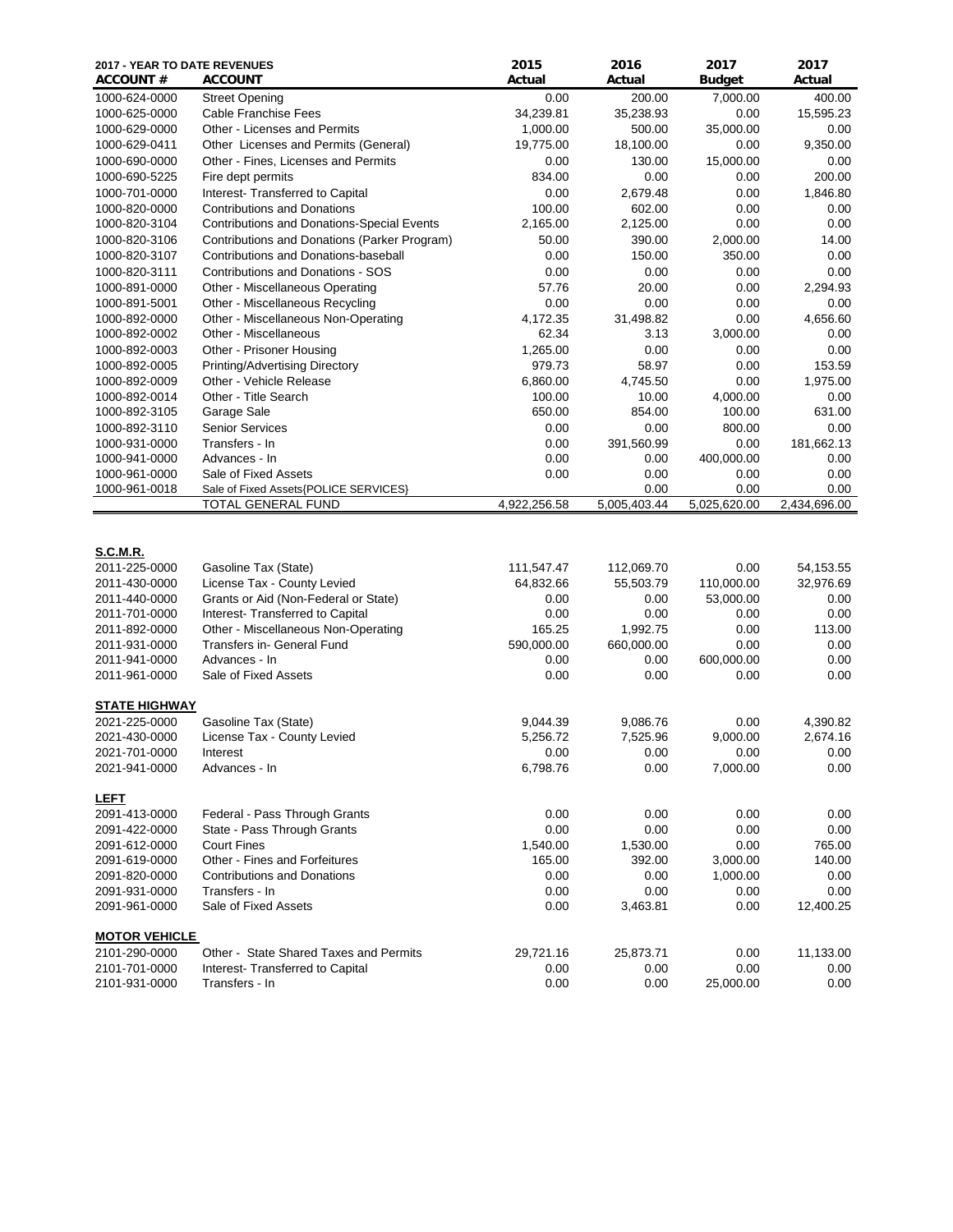| 2017 - YEAR TO DATE REVENUES ACCOUNT # | ACCOUNT | 2015 Actual | 2016 Actual | 2017 Budget | 2017 Actual |
|---|---|---|---|---|---|
| 1000-624-0000 | Street Opening | 0.00 | 200.00 | 7,000.00 | 400.00 |
| 1000-625-0000 | Cable Franchise Fees | 34,239.81 | 35,238.93 | 0.00 | 15,595.23 |
| 1000-629-0000 | Other - Licenses and Permits | 1,000.00 | 500.00 | 35,000.00 | 0.00 |
| 1000-629-0411 | Other Licenses and Permits (General) | 19,775.00 | 18,100.00 | 0.00 | 9,350.00 |
| 1000-690-0000 | Other - Fines, Licenses and Permits | 0.00 | 130.00 | 15,000.00 | 0.00 |
| 1000-690-5225 | Fire dept permits | 834.00 | 0.00 | 0.00 | 200.00 |
| 1000-701-0000 | Interest- Transferred to Capital | 0.00 | 2,679.48 | 0.00 | 1,846.80 |
| 1000-820-0000 | Contributions and Donations | 100.00 | 602.00 | 0.00 | 0.00 |
| 1000-820-3104 | Contributions and Donations-Special Events | 2,165.00 | 2,125.00 | 0.00 | 0.00 |
| 1000-820-3106 | Contributions and Donations (Parker Program) | 50.00 | 390.00 | 2,000.00 | 14.00 |
| 1000-820-3107 | Contributions and Donations-baseball | 0.00 | 150.00 | 350.00 | 0.00 |
| 1000-820-3111 | Contributions and Donations - SOS | 0.00 | 0.00 | 0.00 | 0.00 |
| 1000-891-0000 | Other - Miscellaneous Operating | 57.76 | 20.00 | 0.00 | 2,294.93 |
| 1000-891-5001 | Other - Miscellaneous Recycling | 0.00 | 0.00 | 0.00 | 0.00 |
| 1000-892-0000 | Other - Miscellaneous Non-Operating | 4,172.35 | 31,498.82 | 0.00 | 4,656.60 |
| 1000-892-0002 | Other - Miscellaneous | 62.34 | 3.13 | 3,000.00 | 0.00 |
| 1000-892-0003 | Other - Prisoner Housing | 1,265.00 | 0.00 | 0.00 | 0.00 |
| 1000-892-0005 | Printing/Advertising Directory | 979.73 | 58.97 | 0.00 | 153.59 |
| 1000-892-0009 | Other - Vehicle Release | 6,860.00 | 4,745.50 | 0.00 | 1,975.00 |
| 1000-892-0014 | Other - Title Search | 100.00 | 10.00 | 4,000.00 | 0.00 |
| 1000-892-3105 | Garage Sale | 650.00 | 854.00 | 100.00 | 631.00 |
| 1000-892-3110 | Senior Services | 0.00 | 0.00 | 800.00 | 0.00 |
| 1000-931-0000 | Transfers - In | 0.00 | 391,560.99 | 0.00 | 181,662.13 |
| 1000-941-0000 | Advances - In | 0.00 | 0.00 | 400,000.00 | 0.00 |
| 1000-961-0000 | Sale of Fixed Assets | 0.00 | 0.00 | 0.00 | 0.00 |
| 1000-961-0018 | Sale of Fixed Assets{POLICE SERVICES} | | 0.00 | 0.00 | 0.00 |
| | TOTAL GENERAL FUND | 4,922,256.58 | 5,005,403.44 | 5,025,620.00 | 2,434,696.00 |
| **S.C.M.R.** | | | | | |
| 2011-225-0000 | Gasoline Tax (State) | 111,547.47 | 112,069.70 | 0.00 | 54,153.55 |
| 2011-430-0000 | License Tax - County Levied | 64,832.66 | 55,503.79 | 110,000.00 | 32,976.69 |
| 2011-440-0000 | Grants or Aid (Non-Federal or State) | 0.00 | 0.00 | 53,000.00 | 0.00 |
| 2011-701-0000 | Interest- Transferred to Capital | 0.00 | 0.00 | 0.00 | 0.00 |
| 2011-892-0000 | Other - Miscellaneous Non-Operating | 165.25 | 1,992.75 | 0.00 | 113.00 |
| 2011-931-0000 | Transfers in- General Fund | 590,000.00 | 660,000.00 | 0.00 | 0.00 |
| 2011-941-0000 | Advances - In | 0.00 | 0.00 | 600,000.00 | 0.00 |
| 2011-961-0000 | Sale of Fixed Assets | 0.00 | 0.00 | 0.00 | 0.00 |
| **STATE HIGHWAY** | | | | | |
| 2021-225-0000 | Gasoline Tax (State) | 9,044.39 | 9,086.76 | 0.00 | 4,390.82 |
| 2021-430-0000 | License Tax - County Levied | 5,256.72 | 7,525.96 | 9,000.00 | 2,674.16 |
| 2021-701-0000 | Interest | 0.00 | 0.00 | 0.00 | 0.00 |
| 2021-941-0000 | Advances - In | 6,798.76 | 0.00 | 7,000.00 | 0.00 |
| **LEFT** | | | | | |
| 2091-413-0000 | Federal - Pass Through Grants | 0.00 | 0.00 | 0.00 | 0.00 |
| 2091-422-0000 | State - Pass Through Grants | 0.00 | 0.00 | 0.00 | 0.00 |
| 2091-612-0000 | Court Fines | 1,540.00 | 1,530.00 | 0.00 | 765.00 |
| 2091-619-0000 | Other - Fines and Forfeitures | 165.00 | 392.00 | 3,000.00 | 140.00 |
| 2091-820-0000 | Contributions and Donations | 0.00 | 0.00 | 1,000.00 | 0.00 |
| 2091-931-0000 | Transfers - In | 0.00 | 0.00 | 0.00 | 0.00 |
| 2091-961-0000 | Sale of Fixed Assets | 0.00 | 3,463.81 | 0.00 | 12,400.25 |
| **MOTOR VEHICLE** | | | | | |
| 2101-290-0000 | Other - State Shared Taxes and Permits | 29,721.16 | 25,873.71 | 0.00 | 11,133.00 |
| 2101-701-0000 | Interest- Transferred to Capital | 0.00 | 0.00 | 0.00 | 0.00 |
| 2101-931-0000 | Transfers - In | 0.00 | 0.00 | 25,000.00 | 0.00 |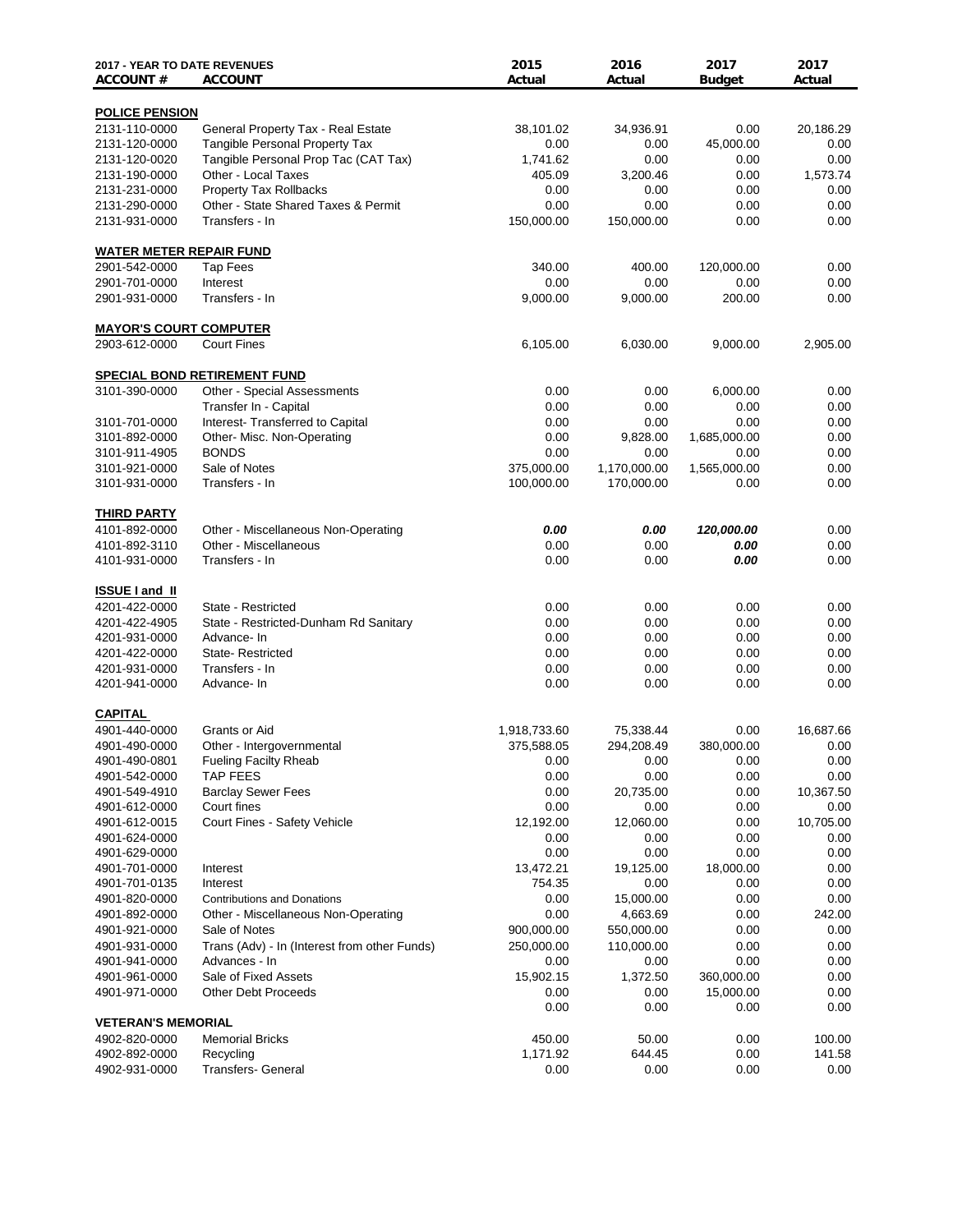| 2017 - YEAR TO DATE REVENUES ACCOUNT # | ACCOUNT | 2015 Actual | 2016 Actual | 2017 Budget | 2017 Actual |
|---|---|---|---|---|---|
| **POLICE PENSION** | | | | | |
| 2131-110-0000 | General Property Tax - Real Estate | 38,101.02 | 34,936.91 | 0.00 | 20,186.29 |
| 2131-120-0000 | Tangible Personal Property Tax | 0.00 | 0.00 | 45,000.00 | 0.00 |
| 2131-120-0020 | Tangible Personal Prop Tac (CAT Tax) | 1,741.62 | 0.00 | 0.00 | 0.00 |
| 2131-190-0000 | Other - Local Taxes | 405.09 | 3,200.46 | 0.00 | 1,573.74 |
| 2131-231-0000 | Property Tax Rollbacks | 0.00 | 0.00 | 0.00 | 0.00 |
| 2131-290-0000 | Other - State Shared Taxes & Permit | 0.00 | 0.00 | 0.00 | 0.00 |
| 2131-931-0000 | Transfers - In | 150,000.00 | 150,000.00 | 0.00 | 0.00 |
| **WATER METER REPAIR FUND** | | | | | |
| 2901-542-0000 | Tap Fees | 340.00 | 400.00 | 120,000.00 | 0.00 |
| 2901-701-0000 | Interest | 0.00 | 0.00 | 0.00 | 0.00 |
| 2901-931-0000 | Transfers - In | 9,000.00 | 9,000.00 | 200.00 | 0.00 |
| **MAYOR'S COURT COMPUTER** | | | | | |
| 2903-612-0000 | Court Fines | 6,105.00 | 6,030.00 | 9,000.00 | 2,905.00 |
| **SPECIAL BOND RETIREMENT FUND** | | | | | |
| 3101-390-0000 | Other - Special Assessments | 0.00 | 0.00 | 6,000.00 | 0.00 |
| | Transfer In - Capital | 0.00 | 0.00 | 0.00 | 0.00 |
| 3101-701-0000 | Interest- Transferred to Capital | 0.00 | 0.00 | 0.00 | 0.00 |
| 3101-892-0000 | Other- Misc. Non-Operating | 0.00 | 9,828.00 | 1,685,000.00 | 0.00 |
| 3101-911-4905 | BONDS | 0.00 | 0.00 | 0.00 | 0.00 |
| 3101-921-0000 | Sale of Notes | 375,000.00 | 1,170,000.00 | 1,565,000.00 | 0.00 |
| 3101-931-0000 | Transfers - In | 100,000.00 | 170,000.00 | 0.00 | 0.00 |
| **THIRD PARTY** | | | | | |
| 4101-892-0000 | Other - Miscellaneous Non-Operating | ***0.00*** | ***0.00*** | ***120,000.00*** | 0.00 |
| 4101-892-3110 | Other - Miscellaneous | 0.00 | 0.00 | ***0.00*** | 0.00 |
| 4101-931-0000 | Transfers - In | 0.00 | 0.00 | ***0.00*** | 0.00 |
| **ISSUE I and II** | | | | | |
| 4201-422-0000 | State - Restricted | 0.00 | 0.00 | 0.00 | 0.00 |
| 4201-422-4905 | State - Restricted-Dunham Rd Sanitary | 0.00 | 0.00 | 0.00 | 0.00 |
| 4201-931-0000 | Advance- In | 0.00 | 0.00 | 0.00 | 0.00 |
| 4201-422-0000 | State- Restricted | 0.00 | 0.00 | 0.00 | 0.00 |
| 4201-931-0000 | Transfers - In | 0.00 | 0.00 | 0.00 | 0.00 |
| 4201-941-0000 | Advance- In | 0.00 | 0.00 | 0.00 | 0.00 |
| **CAPITAL** | | | | | |
| 4901-440-0000 | Grants or Aid | 1,918,733.60 | 75,338.44 | 0.00 | 16,687.66 |
| 4901-490-0000 | Other - Intergovernmental | 375,588.05 | 294,208.49 | 380,000.00 | 0.00 |
| 4901-490-0801 | Fueling Facilty Rheab | 0.00 | 0.00 | 0.00 | 0.00 |
| 4901-542-0000 | TAP FEES | 0.00 | 0.00 | 0.00 | 0.00 |
| 4901-549-4910 | Barclay Sewer Fees | 0.00 | 20,735.00 | 0.00 | 10,367.50 |
| 4901-612-0000 | Court fines | 0.00 | 0.00 | 0.00 | 0.00 |
| 4901-612-0015 | Court Fines - Safety Vehicle | 12,192.00 | 12,060.00 | 0.00 | 10,705.00 |
| 4901-624-0000 | | 0.00 | 0.00 | 0.00 | 0.00 |
| 4901-629-0000 | | 0.00 | 0.00 | 0.00 | 0.00 |
| 4901-701-0000 | Interest | 13,472.21 | 19,125.00 | 18,000.00 | 0.00 |
| 4901-701-0135 | Interest | 754.35 | 0.00 | 0.00 | 0.00 |
| 4901-820-0000 | Contributions and Donations | 0.00 | 15,000.00 | 0.00 | 0.00 |
| 4901-892-0000 | Other - Miscellaneous Non-Operating | 0.00 | 4,663.69 | 0.00 | 242.00 |
| 4901-921-0000 | Sale of Notes | 900,000.00 | 550,000.00 | 0.00 | 0.00 |
| 4901-931-0000 | Trans (Adv) - In (Interest from other Funds) | 250,000.00 | 110,000.00 | 0.00 | 0.00 |
| 4901-941-0000 | Advances - In | 0.00 | 0.00 | 0.00 | 0.00 |
| 4901-961-0000 | Sale of Fixed Assets | 15,902.15 | 1,372.50 | 360,000.00 | 0.00 |
| 4901-971-0000 | Other Debt Proceeds | 0.00 | 0.00 | 15,000.00 | 0.00 |
| | | 0.00 | 0.00 | 0.00 | 0.00 |
| **VETERAN'S MEMORIAL** | | | | | |
| 4902-820-0000 | Memorial Bricks | 450.00 | 50.00 | 0.00 | 100.00 |
| 4902-892-0000 | Recycling | 1,171.92 | 644.45 | 0.00 | 141.58 |
| 4902-931-0000 | Transfers- General | 0.00 | 0.00 | 0.00 | 0.00 |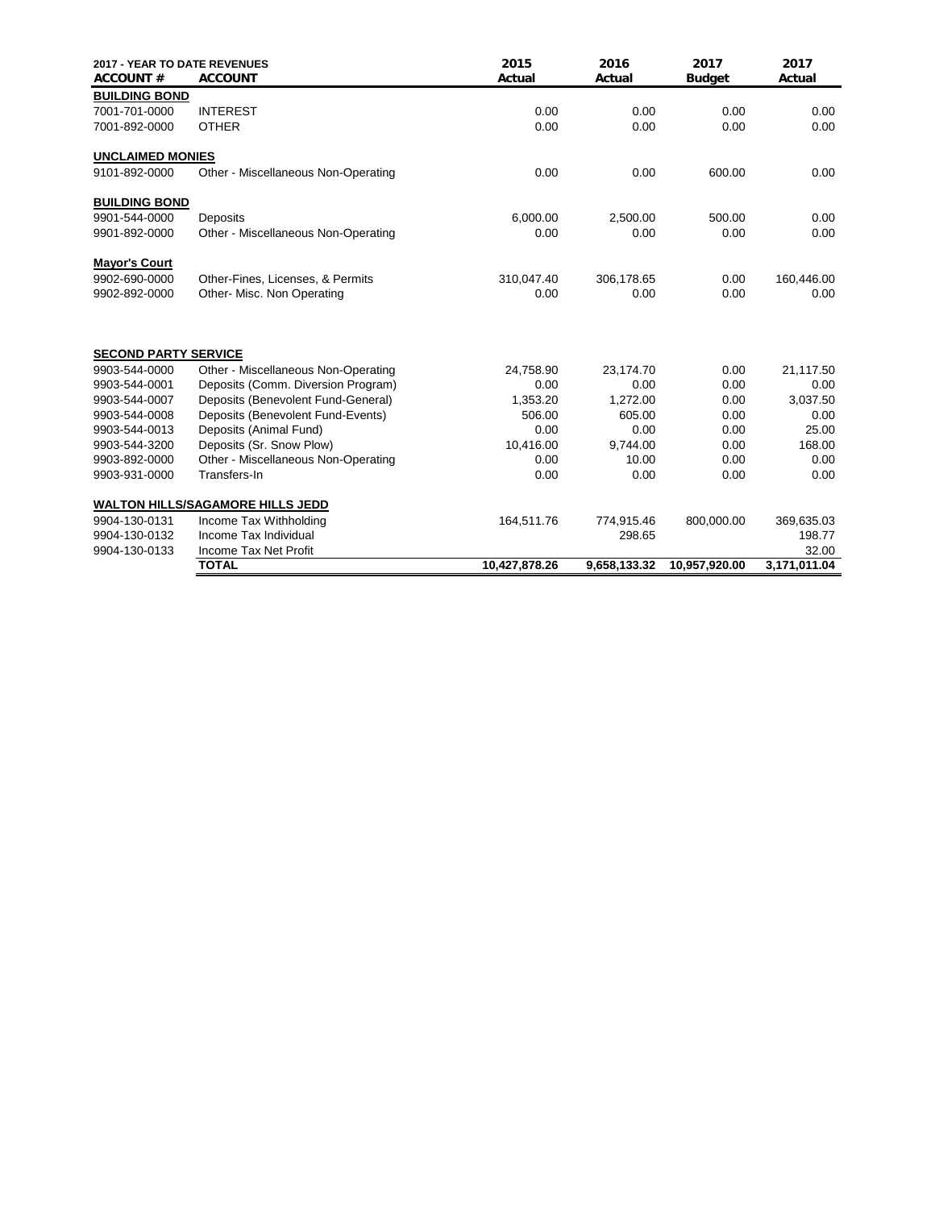| 2017 - YEAR TO DATE REVENUES ACCOUNT # | ACCOUNT | 2015 Actual | 2016 Actual | 2017 Budget | 2017 Actual |
|---|---|---|---|---|---|
| **BUILDING BOND** | | | | | |
| 7001-701-0000 | INTEREST | 0.00 | 0.00 | 0.00 | 0.00 |
| 7001-892-0000 | OTHER | 0.00 | 0.00 | 0.00 | 0.00 |
| **UNCLAIMED MONIES** | | | | | |
| 9101-892-0000 | Other - Miscellaneous Non-Operating | 0.00 | 0.00 | 600.00 | 0.00 |
| **BUILDING BOND** | | | | | |
| 9901-544-0000 | Deposits | 6,000.00 | 2,500.00 | 500.00 | 0.00 |
| 9901-892-0000 | Other - Miscellaneous Non-Operating | 0.00 | 0.00 | 0.00 | 0.00 |
| **Mayor's Court** | | | | | |
| 9902-690-0000 | Other-Fines, Licenses, & Permits | 310,047.40 | 306,178.65 | 0.00 | 160,446.00 |
| 9902-892-0000 | Other- Misc. Non Operating | 0.00 | 0.00 | 0.00 | 0.00 |
| **SECOND PARTY SERVICE** | | | | | |
| 9903-544-0000 | Other - Miscellaneous Non-Operating | 24,758.90 | 23,174.70 | 0.00 | 21,117.50 |
| 9903-544-0001 | Deposits (Comm. Diversion Program) | 0.00 | 0.00 | 0.00 | 0.00 |
| 9903-544-0007 | Deposits (Benevolent Fund-General) | 1,353.20 | 1,272.00 | 0.00 | 3,037.50 |
| 9903-544-0008 | Deposits (Benevolent Fund-Events) | 506.00 | 605.00 | 0.00 | 0.00 |
| 9903-544-0013 | Deposits (Animal Fund) | 0.00 | 0.00 | 0.00 | 25.00 |
| 9903-544-3200 | Deposits (Sr. Snow Plow) | 10,416.00 | 9,744.00 | 0.00 | 168.00 |
| 9903-892-0000 | Other - Miscellaneous Non-Operating | 0.00 | 10.00 | 0.00 | 0.00 |
| 9903-931-0000 | Transfers-In | 0.00 | 0.00 | 0.00 | 0.00 |
| **WALTON HILLS/SAGAMORE HILLS JEDD** | | | | | |
| 9904-130-0131 | Income Tax Withholding | 164,511.76 | 774,915.46 | 800,000.00 | 369,635.03 |
| 9904-130-0132 | Income Tax Individual | | 298.65 | | 198.77 |
| 9904-130-0133 | Income Tax Net Profit | | | | 32.00 |
| | **TOTAL** | **10,427,878.26** | **9,658,133.32** | **10,957,920.00** | **3,171,011.04** |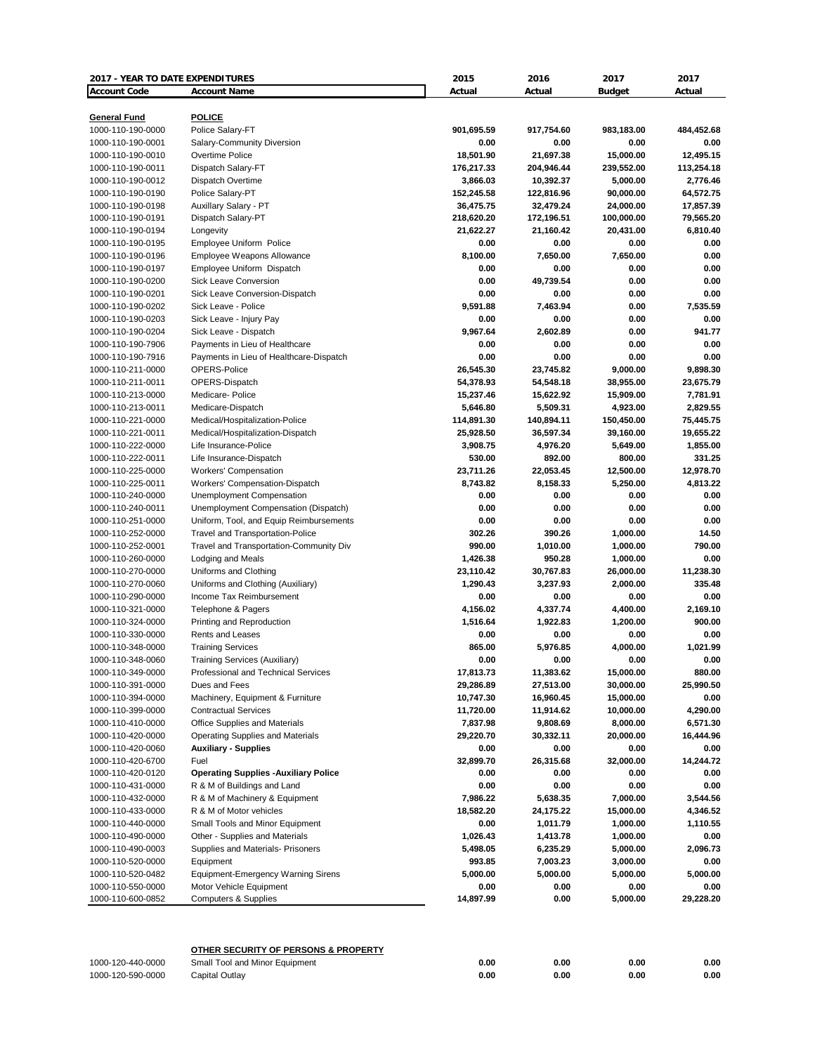| 2017 - YEAR TO DATE EXPENDITURES | | 2015 | 2016 | 2017 | 2017 |
|---|---|---|---|---|---|
| **Account Code** | **Account Name** | **Actual** | **Actual** | **Budget** | **Actual** |
| **General Fund** | **POLICE** | | | | |
| 1000-110-190-0000 | Police Salary-FT | **901,695.59** | **917,754.60** | **983,183.00** | **484,452.68** |
| 1000-110-190-0001 | Salary-Community Diversion | **0.00** | **0.00** | **0.00** | **0.00** |
| 1000-110-190-0010 | Overtime Police | **18,501.90** | **21,697.38** | **15,000.00** | **12,495.15** |
| 1000-110-190-0011 | Dispatch Salary-FT | **176,217.33** | **204,946.44** | **239,552.00** | **113,254.18** |
| 1000-110-190-0012 | Dispatch Overtime | **3,866.03** | **10,392.37** | **5,000.00** | **2,776.46** |
| 1000-110-190-0190 | Police Salary-PT | **152,245.58** | **122,816.96** | **90,000.00** | **64,572.75** |
| 1000-110-190-0198 | Auxillary Salary - PT | **36,475.75** | **32,479.24** | **24,000.00** | **17,857.39** |
| 1000-110-190-0191 | Dispatch Salary-PT | **218,620.20** | **172,196.51** | **100,000.00** | **79,565.20** |
| 1000-110-190-0194 | Longevity | **21,622.27** | **21,160.42** | **20,431.00** | **6,810.40** |
| 1000-110-190-0195 | Employee Uniform Police | **0.00** | **0.00** | **0.00** | **0.00** |
| 1000-110-190-0196 | Employee Weapons Allowance | **8,100.00** | **7,650.00** | **7,650.00** | **0.00** |
| 1000-110-190-0197 | Employee Uniform Dispatch | **0.00** | **0.00** | **0.00** | **0.00** |
| 1000-110-190-0200 | Sick Leave Conversion | **0.00** | **49,739.54** | **0.00** | **0.00** |
| 1000-110-190-0201 | Sick Leave Conversion-Dispatch | **0.00** | **0.00** | **0.00** | **0.00** |
| 1000-110-190-0202 | Sick Leave - Police | **9,591.88** | **7,463.94** | **0.00** | **7,535.59** |
| 1000-110-190-0203 | Sick Leave - Injury Pay | **0.00** | **0.00** | **0.00** | **0.00** |
| 1000-110-190-0204 | Sick Leave - Dispatch | **9,967.64** | **2,602.89** | **0.00** | **941.77** |
| 1000-110-190-7906 | Payments in Lieu of Healthcare | **0.00** | **0.00** | **0.00** | **0.00** |
| 1000-110-190-7916 | Payments in Lieu of Healthcare-Dispatch | **0.00** | **0.00** | **0.00** | **0.00** |
| 1000-110-211-0000 | OPERS-Police | **26,545.30** | **23,745.82** | **9,000.00** | **9,898.30** |
| 1000-110-211-0011 | OPERS-Dispatch | **54,378.93** | **54,548.18** | **38,955.00** | **23,675.79** |
| 1000-110-213-0000 | Medicare- Police | **15,237.46** | **15,622.92** | **15,909.00** | **7,781.91** |
| 1000-110-213-0011 | Medicare-Dispatch | **5,646.80** | **5,509.31** | **4,923.00** | **2,829.55** |
| 1000-110-221-0000 | Medical/Hospitalization-Police | **114,891.30** | **140,894.11** | **150,450.00** | **75,445.75** |
| 1000-110-221-0011 | Medical/Hospitalization-Dispatch | **25,928.50** | **36,597.34** | **39,160.00** | **19,655.22** |
| 1000-110-222-0000 | Life Insurance-Police | **3,908.75** | **4,976.20** | **5,649.00** | **1,855.00** |
| 1000-110-222-0011 | Life Insurance-Dispatch | **530.00** | **892.00** | **800.00** | **331.25** |
| 1000-110-225-0000 | Workers' Compensation | **23,711.26** | **22,053.45** | **12,500.00** | **12,978.70** |
| 1000-110-225-0011 | Workers' Compensation-Dispatch | **8,743.82** | **8,158.33** | **5,250.00** | **4,813.22** |
| 1000-110-240-0000 | Unemployment Compensation | **0.00** | **0.00** | **0.00** | **0.00** |
| 1000-110-240-0011 | Unemployment Compensation (Dispatch) | **0.00** | **0.00** | **0.00** | **0.00** |
| 1000-110-251-0000 | Uniform, Tool, and Equip Reimbursements | **0.00** | **0.00** | **0.00** | **0.00** |
| 1000-110-252-0000 | Travel and Transportation-Police | **302.26** | **390.26** | **1,000.00** | **14.50** |
| 1000-110-252-0001 | Travel and Transportation-Community Div | **990.00** | **1,010.00** | **1,000.00** | **790.00** |
| 1000-110-260-0000 | Lodging and Meals | **1,426.38** | **950.28** | **1,000.00** | **0.00** |
| 1000-110-270-0000 | Uniforms and Clothing | **23,110.42** | **30,767.83** | **26,000.00** | **11,238.30** |
| 1000-110-270-0060 | Uniforms and Clothing (Auxiliary) | **1,290.43** | **3,237.93** | **2,000.00** | **335.48** |
| 1000-110-290-0000 | Income Tax Reimbursement | **0.00** | **0.00** | **0.00** | **0.00** |
| 1000-110-321-0000 | Telephone & Pagers | **4,156.02** | **4,337.74** | **4,400.00** | **2,169.10** |
| 1000-110-324-0000 | Printing and Reproduction | **1,516.64** | **1,922.83** | **1,200.00** | **900.00** |
| 1000-110-330-0000 | Rents and Leases | **0.00** | **0.00** | **0.00** | **0.00** |
| 1000-110-348-0000 | Training Services | **865.00** | **5,976.85** | **4,000.00** | **1,021.99** |
| 1000-110-348-0060 | Training Services (Auxiliary) | **0.00** | **0.00** | **0.00** | **0.00** |
| 1000-110-349-0000 | Professional and Technical Services | **17,813.73** | **11,383.62** | **15,000.00** | **880.00** |
| 1000-110-391-0000 | Dues and Fees | **29,286.89** | **27,513.00** | **30,000.00** | **25,990.50** |
| 1000-110-394-0000 | Machinery, Equipment & Furniture | **10,747.30** | **16,960.45** | **15,000.00** | **0.00** |
| 1000-110-399-0000 | Contractual Services | **11,720.00** | **11,914.62** | **10,000.00** | **4,290.00** |
| 1000-110-410-0000 | Office Supplies and Materials | **7,837.98** | **9,808.69** | **8,000.00** | **6,571.30** |
| 1000-110-420-0000 | Operating Supplies and Materials | **29,220.70** | **30,332.11** | **20,000.00** | **16,444.96** |
| 1000-110-420-0060 | **Auxiliary - Supplies** | **0.00** | **0.00** | **0.00** | **0.00** |
| 1000-110-420-6700 | Fuel | **32,899.70** | **26,315.68** | **32,000.00** | **14,244.72** |
| 1000-110-420-0120 | **Operating Supplies -Auxiliary Police** | **0.00** | **0.00** | **0.00** | **0.00** |
| 1000-110-431-0000 | R & M of Buildings and Land | **0.00** | **0.00** | **0.00** | **0.00** |
| 1000-110-432-0000 | R & M of Machinery & Equipment | **7,986.22** | **5,638.35** | **7,000.00** | **3,544.56** |
| 1000-110-433-0000 | R & M of Motor vehicles | **18,582.20** | **24,175.22** | **15,000.00** | **4,346.52** |
| 1000-110-440-0000 | Small Tools and Minor Equipment | **0.00** | **1,011.79** | **1,000.00** | **1,110.55** |
| 1000-110-490-0000 | Other - Supplies and Materials | **1,026.43** | **1,413.78** | **1,000.00** | **0.00** |
| 1000-110-490-0003 | Supplies and Materials- Prisoners | **5,498.05** | **6,235.29** | **5,000.00** | **2,096.73** |
| 1000-110-520-0000 | Equipment | **993.85** | **7,003.23** | **3,000.00** | **0.00** |
| 1000-110-520-0482 | Equipment-Emergency Warning Sirens | **5,000.00** | **5,000.00** | **5,000.00** | **5,000.00** |
| 1000-110-550-0000 | Motor Vehicle Equipment | **0.00** | **0.00** | **0.00** | **0.00** |
| 1000-110-600-0852 | Computers & Supplies | **14,897.99** | **0.00** | **5,000.00** | **29,228.20** |
| | **OTHER SECURITY OF PERSONS & PROPERTY** | | | | |
| 1000-120-440-0000 | Small Tool and Minor Equipment | **0.00** | **0.00** | **0.00** | **0.00** |
| 1000-120-590-0000 | Capital Outlay | **0.00** | **0.00** | **0.00** | **0.00** |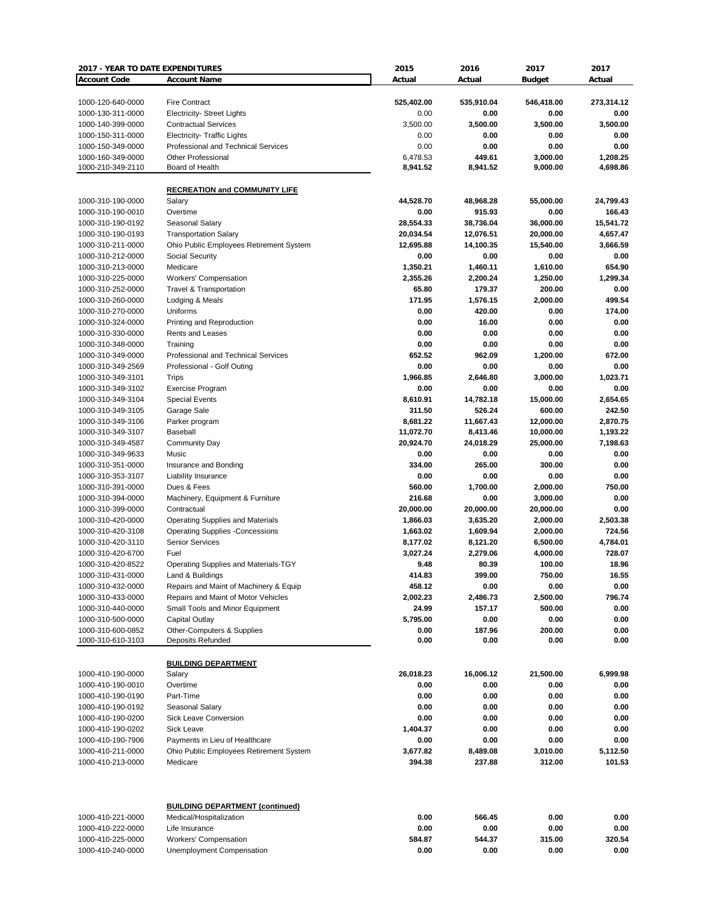| 2017 - YEAR TO DATE EXPENDITURES | | 2015 | 2016 | 2017 | 2017 |
|---|---|---|---|---|---|
| **Account Code** | **Account Name** | **Actual** | **Actual** | **Budget** | **Actual** |
| 1000-120-640-0000 | Fire Contract | 525,402.00 | 535,910.04 | 546,418.00 | 273,314.12 |
| 1000-130-311-0000 | Electricity- Street Lights | 0.00 | 0.00 | 0.00 | 0.00 |
| 1000-140-399-0000 | Contractual Services | 3,500.00 | 3,500.00 | 3,500.00 | 3,500.00 |
| 1000-150-311-0000 | Electricity- Traffic Lights | 0.00 | 0.00 | 0.00 | 0.00 |
| 1000-150-349-0000 | Professional and Technical Services | 0.00 | 0.00 | 0.00 | 0.00 |
| 1000-160-349-0000 | Other Professional | 6,478.53 | 449.61 | 3,000.00 | 1,208.25 |
| 1000-210-349-2110 | Board of Health | 8,941.52 | 8,941.52 | 9,000.00 | 4,698.86 |
| | **RECREATION and COMMUNITY LIFE** | | | | |
| 1000-310-190-0000 | Salary | 44,528.70 | 48,968.28 | 55,000.00 | 24,799.43 |
| 1000-310-190-0010 | Overtime | 0.00 | 915.93 | 0.00 | 166.43 |
| 1000-310-190-0192 | Seasonal Salary | 28,554.33 | 38,736.04 | 36,000.00 | 15,541.72 |
| 1000-310-190-0193 | Transportation Salary | 20,034.54 | 12,076.51 | 20,000.00 | 4,657.47 |
| 1000-310-211-0000 | Ohio Public Employees Retirement System | 12,695.88 | 14,100.35 | 15,540.00 | 3,666.59 |
| 1000-310-212-0000 | Social Security | 0.00 | 0.00 | 0.00 | 0.00 |
| 1000-310-213-0000 | Medicare | 1,350.21 | 1,460.11 | 1,610.00 | 654.90 |
| 1000-310-225-0000 | Workers' Compensation | 2,355.26 | 2,200.24 | 1,250.00 | 1,299.34 |
| 1000-310-252-0000 | Travel & Transportation | 65.80 | 179.37 | 200.00 | 0.00 |
| 1000-310-260-0000 | Lodging & Meals | 171.95 | 1,576.15 | 2,000.00 | 499.54 |
| 1000-310-270-0000 | Uniforms | 0.00 | 420.00 | 0.00 | 174.00 |
| 1000-310-324-0000 | Printing and Reproduction | 0.00 | 16.00 | 0.00 | 0.00 |
| 1000-310-330-0000 | Rents and Leases | 0.00 | 0.00 | 0.00 | 0.00 |
| 1000-310-348-0000 | Training | 0.00 | 0.00 | 0.00 | 0.00 |
| 1000-310-349-0000 | Professional and Technical Services | 652.52 | 962.09 | 1,200.00 | 672.00 |
| 1000-310-349-2569 | Professional - Golf Outing | 0.00 | 0.00 | 0.00 | 0.00 |
| 1000-310-349-3101 | Trips | 1,966.85 | 2,646.80 | 3,000.00 | 1,023.71 |
| 1000-310-349-3102 | Exercise Program | 0.00 | 0.00 | 0.00 | 0.00 |
| 1000-310-349-3104 | Special Events | 8,610.91 | 14,782.18 | 15,000.00 | 2,654.65 |
| 1000-310-349-3105 | Garage Sale | 311.50 | 526.24 | 600.00 | 242.50 |
| 1000-310-349-3106 | Parker program | 8,681.22 | 11,667.43 | 12,000.00 | 2,870.75 |
| 1000-310-349-3107 | Baseball | 11,072.70 | 8,413.46 | 10,000.00 | 1,193.22 |
| 1000-310-349-4587 | Community Day | 20,924.70 | 24,018.29 | 25,000.00 | 7,198.63 |
| 1000-310-349-9633 | Music | 0.00 | 0.00 | 0.00 | 0.00 |
| 1000-310-351-0000 | Insurance and Bonding | 334.00 | 265.00 | 300.00 | 0.00 |
| 1000-310-353-3107 | Liability Insurance | 0.00 | 0.00 | 0.00 | 0.00 |
| 1000-310-391-0000 | Dues & Fees | 560.00 | 1,700.00 | 2,000.00 | 750.00 |
| 1000-310-394-0000 | Machinery, Equipment & Furniture | 216.68 | 0.00 | 3,000.00 | 0.00 |
| 1000-310-399-0000 | Contractual | 20,000.00 | 20,000.00 | 20,000.00 | 0.00 |
| 1000-310-420-0000 | Operating Supplies and Materials | 1,866.03 | 3,635.20 | 2,000.00 | 2,503.38 |
| 1000-310-420-3108 | Operating Supplies -Concessions | 1,663.02 | 1,609.94 | 2,000.00 | 724.56 |
| 1000-310-420-3110 | Senior Services | 8,177.02 | 8,121.20 | 6,500.00 | 4,784.01 |
| 1000-310-420-6700 | Fuel | 3,027.24 | 2,279.06 | 4,000.00 | 728.07 |
| 1000-310-420-8522 | Operating Supplies and Materials-TGY | 9.48 | 80.39 | 100.00 | 18.96 |
| 1000-310-431-0000 | Land & Buildings | 414.83 | 399.00 | 750.00 | 16.55 |
| 1000-310-432-0000 | Repairs and Maint of Machinery & Equip | 458.12 | 0.00 | 0.00 | 0.00 |
| 1000-310-433-0000 | Repairs and Maint of Motor Vehicles | 2,002.23 | 2,486.73 | 2,500.00 | 796.74 |
| 1000-310-440-0000 | Small Tools and Minor Equipment | 24.99 | 157.17 | 500.00 | 0.00 |
| 1000-310-500-0000 | Capital Outlay | 5,795.00 | 0.00 | 0.00 | 0.00 |
| 1000-310-600-0852 | Other-Computers & Supplies | 0.00 | 187.96 | 200.00 | 0.00 |
| 1000-310-610-3103 | Deposits Refunded | 0.00 | 0.00 | 0.00 | 0.00 |
| | **BUILDING DEPARTMENT** | | | | |
| 1000-410-190-0000 | Salary | 26,018.23 | 16,006.12 | 21,500.00 | 6,999.98 |
| 1000-410-190-0010 | Overtime | 0.00 | 0.00 | 0.00 | 0.00 |
| 1000-410-190-0190 | Part-Time | 0.00 | 0.00 | 0.00 | 0.00 |
| 1000-410-190-0192 | Seasonal Salary | 0.00 | 0.00 | 0.00 | 0.00 |
| 1000-410-190-0200 | Sick Leave Conversion | 0.00 | 0.00 | 0.00 | 0.00 |
| 1000-410-190-0202 | Sick Leave | 1,404.37 | 0.00 | 0.00 | 0.00 |
| 1000-410-190-7906 | Payments in Lieu of Healthcare | 0.00 | 0.00 | 0.00 | 0.00 |
| 1000-410-211-0000 | Ohio Public Employees Retirement System | 3,677.82 | 8,489.08 | 3,010.00 | 5,112.50 |
| 1000-410-213-0000 | Medicare | 394.38 | 237.88 | 312.00 | 101.53 |
| | **BUILDING DEPARTMENT (continued)** | | | | |
| 1000-410-221-0000 | Medical/Hospitalization | 0.00 | 566.45 | 0.00 | 0.00 |
| 1000-410-222-0000 | Life Insurance | 0.00 | 0.00 | 0.00 | 0.00 |
| 1000-410-225-0000 | Workers' Compensation | 584.87 | 544.37 | 315.00 | 320.54 |
| 1000-410-240-0000 | Unemployment Compensation | 0.00 | 0.00 | 0.00 | 0.00 |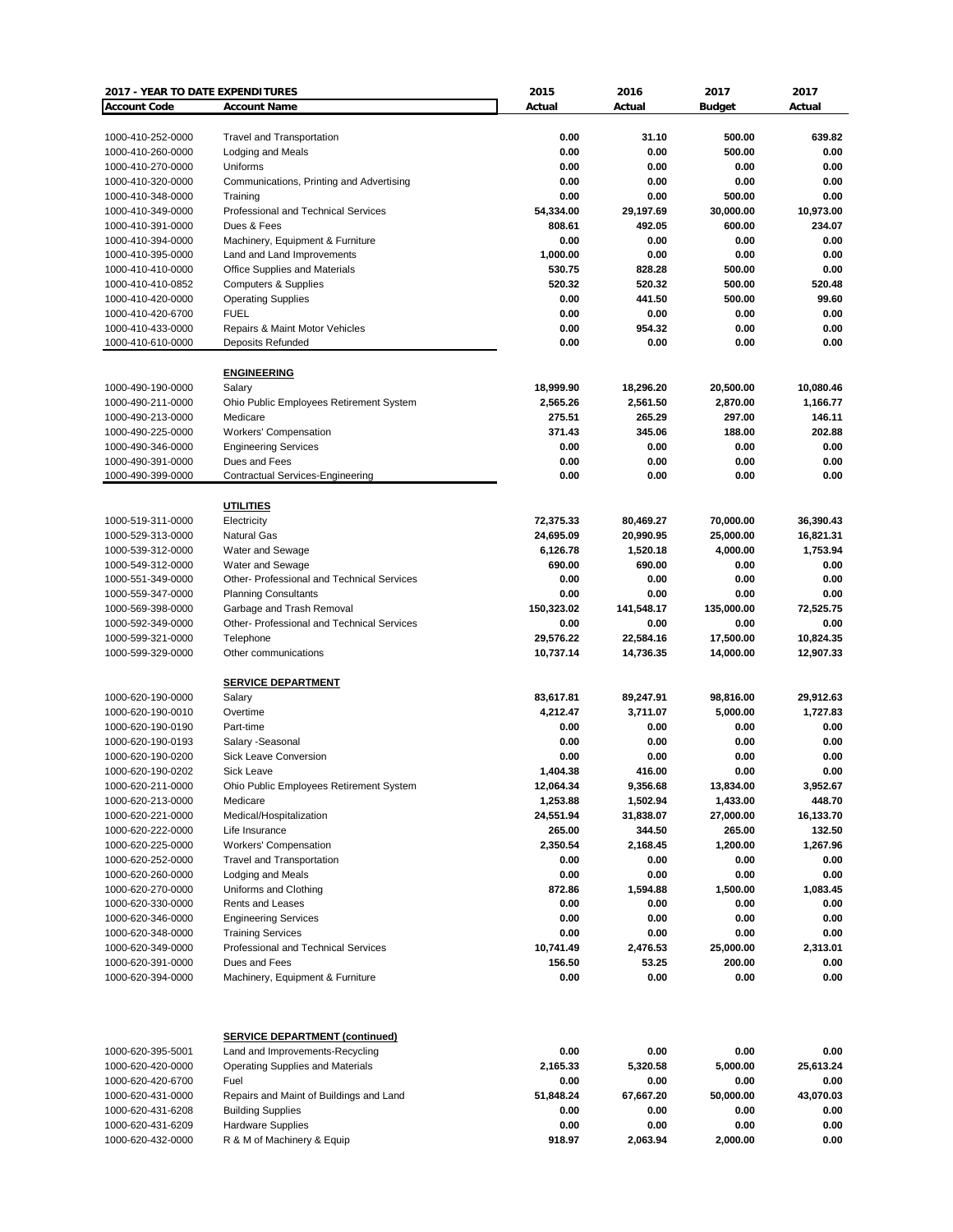| 2017 - YEAR TO DATE EXPENDITURES | | 2015 | 2016 | 2017 | 2017 |
|---|---|---|---|---|---|
| **Account Code** | **Account Name** | **Actual** | **Actual** | **Budget** | **Actual** |
| 1000-410-252-0000 | Travel and Transportation | 0.00 | 31.10 | 500.00 | 639.82 |
| 1000-410-260-0000 | Lodging and Meals | 0.00 | 0.00 | 500.00 | 0.00 |
| 1000-410-270-0000 | Uniforms | 0.00 | 0.00 | 0.00 | 0.00 |
| 1000-410-320-0000 | Communications, Printing and Advertising | 0.00 | 0.00 | 0.00 | 0.00 |
| 1000-410-348-0000 | Training | 0.00 | 0.00 | 500.00 | 0.00 |
| 1000-410-349-0000 | Professional and Technical Services | 54,334.00 | 29,197.69 | 30,000.00 | 10,973.00 |
| 1000-410-391-0000 | Dues & Fees | 808.61 | 492.05 | 600.00 | 234.07 |
| 1000-410-394-0000 | Machinery, Equipment & Furniture | 0.00 | 0.00 | 0.00 | 0.00 |
| 1000-410-395-0000 | Land and Land Improvements | 1,000.00 | 0.00 | 0.00 | 0.00 |
| 1000-410-410-0000 | Office Supplies and Materials | 530.75 | 828.28 | 500.00 | 0.00 |
| 1000-410-410-0852 | Computers & Supplies | 520.32 | 520.32 | 500.00 | 520.48 |
| 1000-410-420-0000 | Operating Supplies | 0.00 | 441.50 | 500.00 | 99.60 |
| 1000-410-420-6700 | FUEL | 0.00 | 0.00 | 0.00 | 0.00 |
| 1000-410-433-0000 | Repairs & Maint Motor Vehicles | 0.00 | 954.32 | 0.00 | 0.00 |
| 1000-410-610-0000 | Deposits Refunded | 0.00 | 0.00 | 0.00 | 0.00 |
| | **ENGINEERING** | | | | |
| 1000-490-190-0000 | Salary | 18,999.90 | 18,296.20 | 20,500.00 | 10,080.46 |
| 1000-490-211-0000 | Ohio Public Employees Retirement System | 2,565.26 | 2,561.50 | 2,870.00 | 1,166.77 |
| 1000-490-213-0000 | Medicare | 275.51 | 265.29 | 297.00 | 146.11 |
| 1000-490-225-0000 | Workers' Compensation | 371.43 | 345.06 | 188.00 | 202.88 |
| 1000-490-346-0000 | Engineering Services | 0.00 | 0.00 | 0.00 | 0.00 |
| 1000-490-391-0000 | Dues and Fees | 0.00 | 0.00 | 0.00 | 0.00 |
| 1000-490-399-0000 | Contractual Services-Engineering | 0.00 | 0.00 | 0.00 | 0.00 |
| | **UTILITIES** | | | | |
| 1000-519-311-0000 | Electricity | 72,375.33 | 80,469.27 | 70,000.00 | 36,390.43 |
| 1000-529-313-0000 | Natural Gas | 24,695.09 | 20,990.95 | 25,000.00 | 16,821.31 |
| 1000-539-312-0000 | Water and Sewage | 6,126.78 | 1,520.18 | 4,000.00 | 1,753.94 |
| 1000-549-312-0000 | Water and Sewage | 690.00 | 690.00 | 0.00 | 0.00 |
| 1000-551-349-0000 | Other- Professional and Technical Services | 0.00 | 0.00 | 0.00 | 0.00 |
| 1000-559-347-0000 | Planning Consultants | 0.00 | 0.00 | 0.00 | 0.00 |
| 1000-569-398-0000 | Garbage and Trash Removal | 150,323.02 | 141,548.17 | 135,000.00 | 72,525.75 |
| 1000-592-349-0000 | Other- Professional and Technical Services | 0.00 | 0.00 | 0.00 | 0.00 |
| 1000-599-321-0000 | Telephone | 29,576.22 | 22,584.16 | 17,500.00 | 10,824.35 |
| 1000-599-329-0000 | Other communications | 10,737.14 | 14,736.35 | 14,000.00 | 12,907.33 |
| | **SERVICE DEPARTMENT** | | | | |
| 1000-620-190-0000 | Salary | 83,617.81 | 89,247.91 | 98,816.00 | 29,912.63 |
| 1000-620-190-0010 | Overtime | 4,212.47 | 3,711.07 | 5,000.00 | 1,727.83 |
| 1000-620-190-0190 | Part-time | 0.00 | 0.00 | 0.00 | 0.00 |
| 1000-620-190-0193 | Salary -Seasonal | 0.00 | 0.00 | 0.00 | 0.00 |
| 1000-620-190-0200 | Sick Leave Conversion | 0.00 | 0.00 | 0.00 | 0.00 |
| 1000-620-190-0202 | Sick Leave | 1,404.38 | 416.00 | 0.00 | 0.00 |
| 1000-620-211-0000 | Ohio Public Employees Retirement System | 12,064.34 | 9,356.68 | 13,834.00 | 3,952.67 |
| 1000-620-213-0000 | Medicare | 1,253.88 | 1,502.94 | 1,433.00 | 448.70 |
| 1000-620-221-0000 | Medical/Hospitalization | 24,551.94 | 31,838.07 | 27,000.00 | 16,133.70 |
| 1000-620-222-0000 | Life Insurance | 265.00 | 344.50 | 265.00 | 132.50 |
| 1000-620-225-0000 | Workers' Compensation | 2,350.54 | 2,168.45 | 1,200.00 | 1,267.96 |
| 1000-620-252-0000 | Travel and Transportation | 0.00 | 0.00 | 0.00 | 0.00 |
| 1000-620-260-0000 | Lodging and Meals | 0.00 | 0.00 | 0.00 | 0.00 |
| 1000-620-270-0000 | Uniforms and Clothing | 872.86 | 1,594.88 | 1,500.00 | 1,083.45 |
| 1000-620-330-0000 | Rents and Leases | 0.00 | 0.00 | 0.00 | 0.00 |
| 1000-620-346-0000 | Engineering Services | 0.00 | 0.00 | 0.00 | 0.00 |
| 1000-620-348-0000 | Training Services | 0.00 | 0.00 | 0.00 | 0.00 |
| 1000-620-349-0000 | Professional and Technical Services | 10,741.49 | 2,476.53 | 25,000.00 | 2,313.01 |
| 1000-620-391-0000 | Dues and Fees | 156.50 | 53.25 | 200.00 | 0.00 |
| 1000-620-394-0000 | Machinery, Equipment & Furniture | 0.00 | 0.00 | 0.00 | 0.00 |
| | **SERVICE DEPARTMENT (continued)** | | | | |
| 1000-620-395-5001 | Land and Improvements-Recycling | 0.00 | 0.00 | 0.00 | 0.00 |
| 1000-620-420-0000 | Operating Supplies and Materials | 2,165.33 | 5,320.58 | 5,000.00 | 25,613.24 |
| 1000-620-420-6700 | Fuel | 0.00 | 0.00 | 0.00 | 0.00 |
| 1000-620-431-0000 | Repairs and Maint of Buildings and Land | 51,848.24 | 67,667.20 | 50,000.00 | 43,070.03 |
| 1000-620-431-6208 | Building Supplies | 0.00 | 0.00 | 0.00 | 0.00 |
| 1000-620-431-6209 | Hardware Supplies | 0.00 | 0.00 | 0.00 | 0.00 |
| 1000-620-432-0000 | R & M of Machinery & Equip | 918.97 | 2,063.94 | 2,000.00 | 0.00 |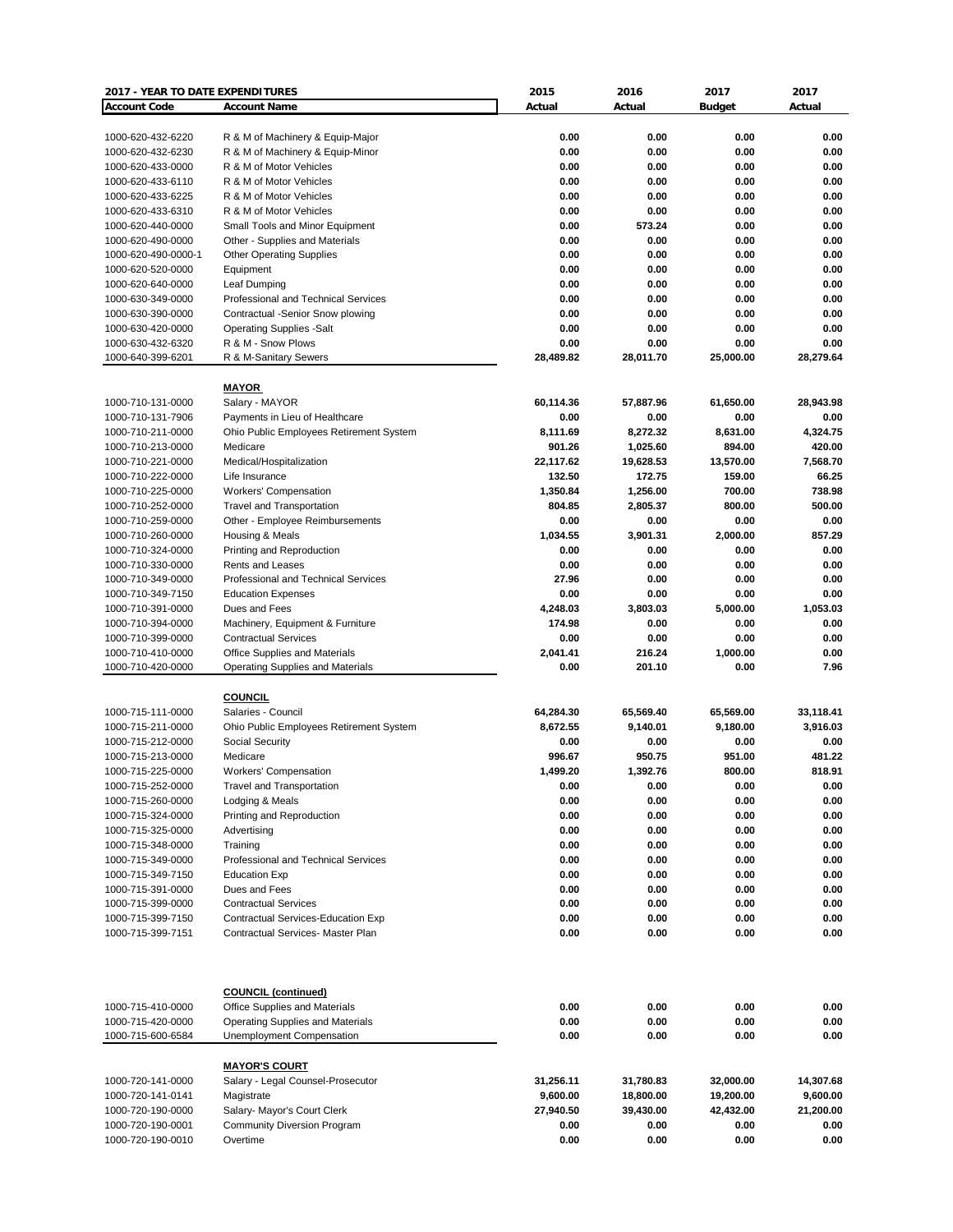| 2017 - YEAR TO DATE EXPENDITURES | | 2015 | 2016 | 2017 | 2017 |
|---|---|---|---|---|---|
| **Account Code** | **Account Name** | **Actual** | **Actual** | **Budget** | **Actual** |
| 1000-620-432-6220 | R & M of Machinery & Equip-Major | 0.00 | 0.00 | 0.00 | 0.00 |
| 1000-620-432-6230 | R & M of Machinery & Equip-Minor | 0.00 | 0.00 | 0.00 | 0.00 |
| 1000-620-433-0000 | R & M of Motor Vehicles | 0.00 | 0.00 | 0.00 | 0.00 |
| 1000-620-433-6110 | R & M of Motor Vehicles | 0.00 | 0.00 | 0.00 | 0.00 |
| 1000-620-433-6225 | R & M of Motor Vehicles | 0.00 | 0.00 | 0.00 | 0.00 |
| 1000-620-433-6310 | R & M of Motor Vehicles | 0.00 | 0.00 | 0.00 | 0.00 |
| 1000-620-440-0000 | Small Tools and Minor Equipment | 0.00 | 573.24 | 0.00 | 0.00 |
| 1000-620-490-0000 | Other - Supplies and Materials | 0.00 | 0.00 | 0.00 | 0.00 |
| 1000-620-490-0000-1 | Other Operating Supplies | 0.00 | 0.00 | 0.00 | 0.00 |
| 1000-620-520-0000 | Equipment | 0.00 | 0.00 | 0.00 | 0.00 |
| 1000-620-640-0000 | Leaf Dumping | 0.00 | 0.00 | 0.00 | 0.00 |
| 1000-630-349-0000 | Professional and Technical Services | 0.00 | 0.00 | 0.00 | 0.00 |
| 1000-630-390-0000 | Contractual -Senior Snow plowing | 0.00 | 0.00 | 0.00 | 0.00 |
| 1000-630-420-0000 | Operating Supplies -Salt | 0.00 | 0.00 | 0.00 | 0.00 |
| 1000-630-432-6320 | R & M - Snow Plows | 0.00 | 0.00 | 0.00 | 0.00 |
| 1000-640-399-6201 | R & M-Sanitary Sewers | 28,489.82 | 28,011.70 | 25,000.00 | 28,279.64 |
| | **MAYOR** | | | | |
| 1000-710-131-0000 | Salary - MAYOR | 60,114.36 | 57,887.96 | 61,650.00 | 28,943.98 |
| 1000-710-131-7906 | Payments in Lieu of Healthcare | 0.00 | 0.00 | 0.00 | 0.00 |
| 1000-710-211-0000 | Ohio Public Employees Retirement System | 8,111.69 | 8,272.32 | 8,631.00 | 4,324.75 |
| 1000-710-213-0000 | Medicare | 901.26 | 1,025.60 | 894.00 | 420.00 |
| 1000-710-221-0000 | Medical/Hospitalization | 22,117.62 | 19,628.53 | 13,570.00 | 7,568.70 |
| 1000-710-222-0000 | Life Insurance | 132.50 | 172.75 | 159.00 | 66.25 |
| 1000-710-225-0000 | Workers' Compensation | 1,350.84 | 1,256.00 | 700.00 | 738.98 |
| 1000-710-252-0000 | Travel and Transportation | 804.85 | 2,805.37 | 800.00 | 500.00 |
| 1000-710-259-0000 | Other - Employee Reimbursements | 0.00 | 0.00 | 0.00 | 0.00 |
| 1000-710-260-0000 | Housing & Meals | 1,034.55 | 3,901.31 | 2,000.00 | 857.29 |
| 1000-710-324-0000 | Printing and Reproduction | 0.00 | 0.00 | 0.00 | 0.00 |
| 1000-710-330-0000 | Rents and Leases | 0.00 | 0.00 | 0.00 | 0.00 |
| 1000-710-349-0000 | Professional and Technical Services | 27.96 | 0.00 | 0.00 | 0.00 |
| 1000-710-349-7150 | Education Expenses | 0.00 | 0.00 | 0.00 | 0.00 |
| 1000-710-391-0000 | Dues and Fees | 4,248.03 | 3,803.03 | 5,000.00 | 1,053.03 |
| 1000-710-394-0000 | Machinery, Equipment & Furniture | 174.98 | 0.00 | 0.00 | 0.00 |
| 1000-710-399-0000 | Contractual Services | 0.00 | 0.00 | 0.00 | 0.00 |
| 1000-710-410-0000 | Office Supplies and Materials | 2,041.41 | 216.24 | 1,000.00 | 0.00 |
| 1000-710-420-0000 | Operating Supplies and Materials | 0.00 | 201.10 | 0.00 | 7.96 |
| | **COUNCIL** | | | | |
| 1000-715-111-0000 | Salaries - Council | 64,284.30 | 65,569.40 | 65,569.00 | 33,118.41 |
| 1000-715-211-0000 | Ohio Public Employees Retirement System | 8,672.55 | 9,140.01 | 9,180.00 | 3,916.03 |
| 1000-715-212-0000 | Social Security | 0.00 | 0.00 | 0.00 | 0.00 |
| 1000-715-213-0000 | Medicare | 996.67 | 950.75 | 951.00 | 481.22 |
| 1000-715-225-0000 | Workers' Compensation | 1,499.20 | 1,392.76 | 800.00 | 818.91 |
| 1000-715-252-0000 | Travel and Transportation | 0.00 | 0.00 | 0.00 | 0.00 |
| 1000-715-260-0000 | Lodging & Meals | 0.00 | 0.00 | 0.00 | 0.00 |
| 1000-715-324-0000 | Printing and Reproduction | 0.00 | 0.00 | 0.00 | 0.00 |
| 1000-715-325-0000 | Advertising | 0.00 | 0.00 | 0.00 | 0.00 |
| 1000-715-348-0000 | Training | 0.00 | 0.00 | 0.00 | 0.00 |
| 1000-715-349-0000 | Professional and Technical Services | 0.00 | 0.00 | 0.00 | 0.00 |
| 1000-715-349-7150 | Education Exp | 0.00 | 0.00 | 0.00 | 0.00 |
| 1000-715-391-0000 | Dues and Fees | 0.00 | 0.00 | 0.00 | 0.00 |
| 1000-715-399-0000 | Contractual Services | 0.00 | 0.00 | 0.00 | 0.00 |
| 1000-715-399-7150 | Contractual Services-Education Exp | 0.00 | 0.00 | 0.00 | 0.00 |
| 1000-715-399-7151 | Contractual Services- Master Plan | 0.00 | 0.00 | 0.00 | 0.00 |
| | **COUNCIL (continued)** | | | | |
| 1000-715-410-0000 | Office Supplies and Materials | 0.00 | 0.00 | 0.00 | 0.00 |
| 1000-715-420-0000 | Operating Supplies and Materials | 0.00 | 0.00 | 0.00 | 0.00 |
| 1000-715-600-6584 | Unemployment Compensation | 0.00 | 0.00 | 0.00 | 0.00 |
| | **MAYOR'S COURT** | | | | |
| 1000-720-141-0000 | Salary - Legal Counsel-Prosecutor | 31,256.11 | 31,780.83 | 32,000.00 | 14,307.68 |
| 1000-720-141-0141 | Magistrate | 9,600.00 | 18,800.00 | 19,200.00 | 9,600.00 |
| 1000-720-190-0000 | Salary- Mayor's Court Clerk | 27,940.50 | 39,430.00 | 42,432.00 | 21,200.00 |
| 1000-720-190-0001 | Community Diversion Program | 0.00 | 0.00 | 0.00 | 0.00 |
| 1000-720-190-0010 | Overtime | 0.00 | 0.00 | 0.00 | 0.00 |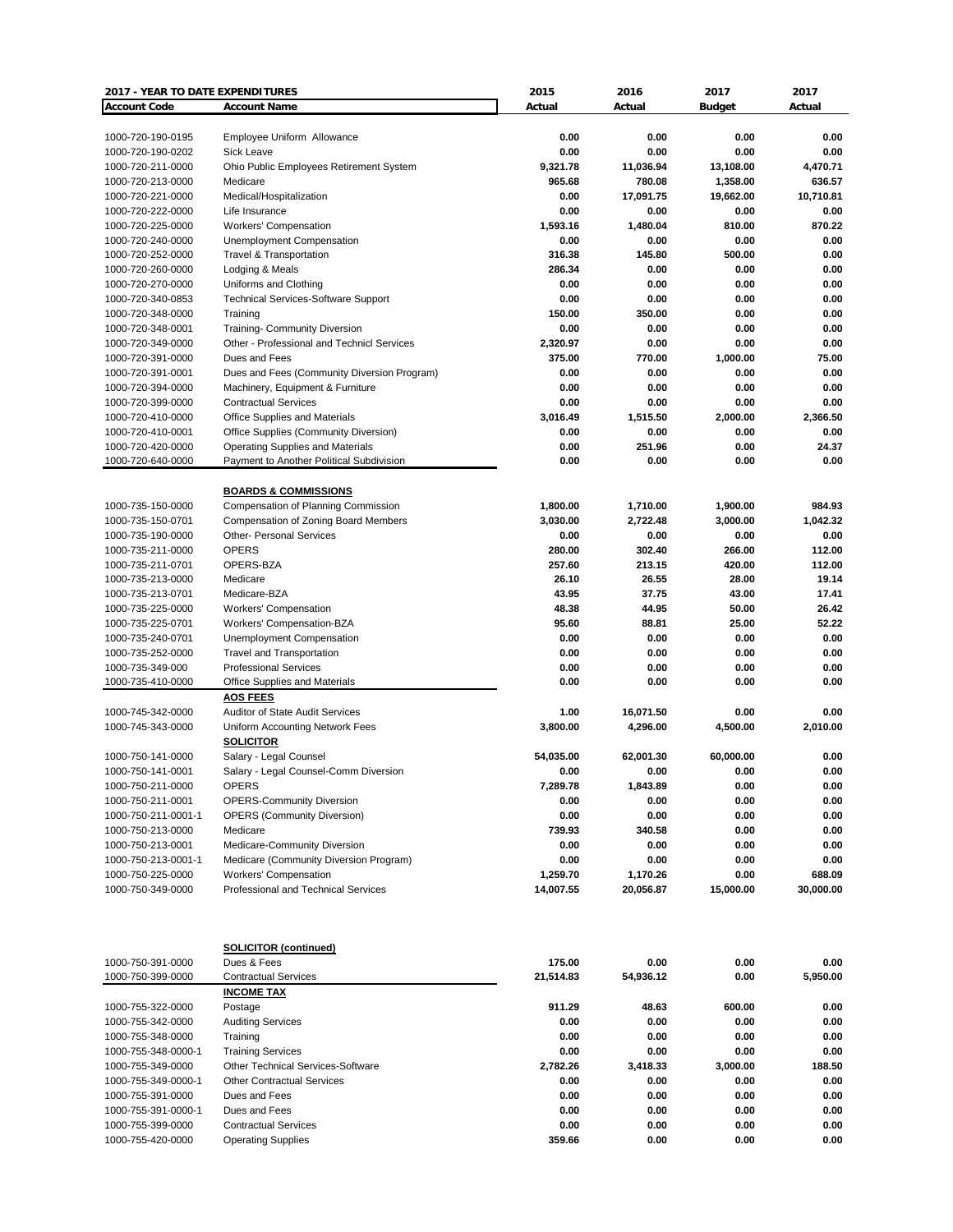| 2017 - YEAR TO DATE EXPENDITURES | | 2015 | 2016 | 2017 | 2017 |
|---|---|---|---|---|---|
| **Account Code** | **Account Name** | **Actual** | **Actual** | **Budget** | **Actual** |
| 1000-720-190-0195 | Employee Uniform Allowance | 0.00 | 0.00 | 0.00 | 0.00 |
| 1000-720-190-0202 | Sick Leave | 0.00 | 0.00 | 0.00 | 0.00 |
| 1000-720-211-0000 | Ohio Public Employees Retirement System | 9,321.78 | 11,036.94 | 13,108.00 | 4,470.71 |
| 1000-720-213-0000 | Medicare | 965.68 | 780.08 | 1,358.00 | 636.57 |
| 1000-720-221-0000 | Medical/Hospitalization | 0.00 | 17,091.75 | 19,662.00 | 10,710.81 |
| 1000-720-222-0000 | Life Insurance | 0.00 | 0.00 | 0.00 | 0.00 |
| 1000-720-225-0000 | Workers' Compensation | 1,593.16 | 1,480.04 | 810.00 | 870.22 |
| 1000-720-240-0000 | Unemployment Compensation | 0.00 | 0.00 | 0.00 | 0.00 |
| 1000-720-252-0000 | Travel & Transportation | 316.38 | 145.80 | 500.00 | 0.00 |
| 1000-720-260-0000 | Lodging & Meals | 286.34 | 0.00 | 0.00 | 0.00 |
| 1000-720-270-0000 | Uniforms and Clothing | 0.00 | 0.00 | 0.00 | 0.00 |
| 1000-720-340-0853 | Technical Services-Software Support | 0.00 | 0.00 | 0.00 | 0.00 |
| 1000-720-348-0000 | Training | 150.00 | 350.00 | 0.00 | 0.00 |
| 1000-720-348-0001 | Training- Community Diversion | 0.00 | 0.00 | 0.00 | 0.00 |
| 1000-720-349-0000 | Other - Professional and Technicl Services | 2,320.97 | 0.00 | 0.00 | 0.00 |
| 1000-720-391-0000 | Dues and Fees | 375.00 | 770.00 | 1,000.00 | 75.00 |
| 1000-720-391-0001 | Dues and Fees (Community Diversion Program) | 0.00 | 0.00 | 0.00 | 0.00 |
| 1000-720-394-0000 | Machinery, Equipment & Furniture | 0.00 | 0.00 | 0.00 | 0.00 |
| 1000-720-399-0000 | Contractual Services | 0.00 | 0.00 | 0.00 | 0.00 |
| 1000-720-410-0000 | Office Supplies and Materials | 3,016.49 | 1,515.50 | 2,000.00 | 2,366.50 |
| 1000-720-410-0001 | Office Supplies (Community Diversion) | 0.00 | 0.00 | 0.00 | 0.00 |
| 1000-720-420-0000 | Operating Supplies and Materials | 0.00 | 251.96 | 0.00 | 24.37 |
| 1000-720-640-0000 | Payment to Another Political Subdivision | 0.00 | 0.00 | 0.00 | 0.00 |
| | **BOARDS & COMMISSIONS** | | | | |
| 1000-735-150-0000 | Compensation of Planning Commission | 1,800.00 | 1,710.00 | 1,900.00 | 984.93 |
| 1000-735-150-0701 | Compensation of Zoning Board Members | 3,030.00 | 2,722.48 | 3,000.00 | 1,042.32 |
| 1000-735-190-0000 | Other- Personal Services | 0.00 | 0.00 | 0.00 | 0.00 |
| 1000-735-211-0000 | OPERS | 280.00 | 302.40 | 266.00 | 112.00 |
| 1000-735-211-0701 | OPERS-BZA | 257.60 | 213.15 | 420.00 | 112.00 |
| 1000-735-213-0000 | Medicare | 26.10 | 26.55 | 28.00 | 19.14 |
| 1000-735-213-0701 | Medicare-BZA | 43.95 | 37.75 | 43.00 | 17.41 |
| 1000-735-225-0000 | Workers' Compensation | 48.38 | 44.95 | 50.00 | 26.42 |
| 1000-735-225-0701 | Workers' Compensation-BZA | 95.60 | 88.81 | 25.00 | 52.22 |
| 1000-735-240-0701 | Unemployment Compensation | 0.00 | 0.00 | 0.00 | 0.00 |
| 1000-735-252-0000 | Travel and Transportation | 0.00 | 0.00 | 0.00 | 0.00 |
| 1000-735-349-000 | Professional Services | 0.00 | 0.00 | 0.00 | 0.00 |
| 1000-735-410-0000 | Office Supplies and Materials | 0.00 | 0.00 | 0.00 | 0.00 |
| | **AOS FEES** | | | | |
| 1000-745-342-0000 | Auditor of State Audit Services | 1.00 | 16,071.50 | 0.00 | 0.00 |
| 1000-745-343-0000 | Uniform Accounting Network Fees | 3,800.00 | 4,296.00 | 4,500.00 | 2,010.00 |
| | **SOLICITOR** | | | | |
| 1000-750-141-0000 | Salary - Legal Counsel | 54,035.00 | 62,001.30 | 60,000.00 | 0.00 |
| 1000-750-141-0001 | Salary - Legal Counsel-Comm Diversion | 0.00 | 0.00 | 0.00 | 0.00 |
| 1000-750-211-0000 | OPERS | 7,289.78 | 1,843.89 | 0.00 | 0.00 |
| 1000-750-211-0001 | OPERS-Community Diversion | 0.00 | 0.00 | 0.00 | 0.00 |
| 1000-750-211-0001-1 | OPERS (Community Diversion) | 0.00 | 0.00 | 0.00 | 0.00 |
| 1000-750-213-0000 | Medicare | 739.93 | 340.58 | 0.00 | 0.00 |
| 1000-750-213-0001 | Medicare-Community Diversion | 0.00 | 0.00 | 0.00 | 0.00 |
| 1000-750-213-0001-1 | Medicare (Community Diversion Program) | 0.00 | 0.00 | 0.00 | 0.00 |
| 1000-750-225-0000 | Workers' Compensation | 1,259.70 | 1,170.26 | 0.00 | 688.09 |
| 1000-750-349-0000 | Professional and Technical Services | 14,007.55 | 20,056.87 | 15,000.00 | 30,000.00 |
| | **SOLICITOR (continued)** | | | | |
| 1000-750-391-0000 | Dues & Fees | 175.00 | 0.00 | 0.00 | 0.00 |
| 1000-750-399-0000 | Contractual Services | 21,514.83 | 54,936.12 | 0.00 | 5,950.00 |
| | **INCOME TAX** | | | | |
| 1000-755-322-0000 | Postage | 911.29 | 48.63 | 600.00 | 0.00 |
| 1000-755-342-0000 | Auditing Services | 0.00 | 0.00 | 0.00 | 0.00 |
| 1000-755-348-0000 | Training | 0.00 | 0.00 | 0.00 | 0.00 |
| 1000-755-348-0000-1 | Training Services | 0.00 | 0.00 | 0.00 | 0.00 |
| 1000-755-349-0000 | Other Technical Services-Software | 2,782.26 | 3,418.33 | 3,000.00 | 188.50 |
| 1000-755-349-0000-1 | Other Contractual Services | 0.00 | 0.00 | 0.00 | 0.00 |
| 1000-755-391-0000 | Dues and Fees | 0.00 | 0.00 | 0.00 | 0.00 |
| 1000-755-391-0000-1 | Dues and Fees | 0.00 | 0.00 | 0.00 | 0.00 |
| 1000-755-399-0000 | Contractual Services | 0.00 | 0.00 | 0.00 | 0.00 |
| 1000-755-420-0000 | Operating Supplies | 359.66 | 0.00 | 0.00 | 0.00 |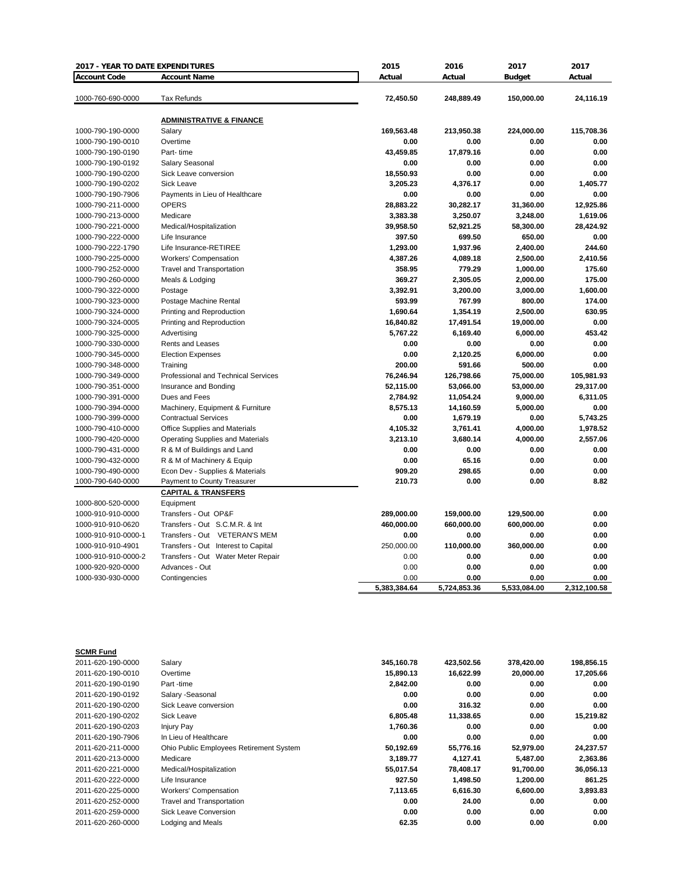| 2017 - YEAR TO DATE EXPENDITURES | | 2015 | 2016 | 2017 | 2017 |
|---|---|---|---|---|---|
| **Account Code** | **Account Name** | **Actual** | **Actual** | **Budget** | **Actual** |
| 1000-760-690-0000 | Tax Refunds | 72,450.50 | 248,889.49 | 150,000.00 | 24,116.19 |
| | **ADMINISTRATIVE & FINANCE** | | | | |
| 1000-790-190-0000 | Salary | 169,563.48 | 213,950.38 | 224,000.00 | 115,708.36 |
| 1000-790-190-0010 | Overtime | 0.00 | 0.00 | 0.00 | 0.00 |
| 1000-790-190-0190 | Part- time | 43,459.85 | 17,879.16 | 0.00 | 0.00 |
| 1000-790-190-0192 | Salary Seasonal | 0.00 | 0.00 | 0.00 | 0.00 |
| 1000-790-190-0200 | Sick Leave conversion | 18,550.93 | 0.00 | 0.00 | 0.00 |
| 1000-790-190-0202 | Sick Leave | 3,205.23 | 4,376.17 | 0.00 | 1,405.77 |
| 1000-790-190-7906 | Payments in Lieu of Healthcare | 0.00 | 0.00 | 0.00 | 0.00 |
| 1000-790-211-0000 | OPERS | 28,883.22 | 30,282.17 | 31,360.00 | 12,925.86 |
| 1000-790-213-0000 | Medicare | 3,383.38 | 3,250.07 | 3,248.00 | 1,619.06 |
| 1000-790-221-0000 | Medical/Hospitalization | 39,958.50 | 52,921.25 | 58,300.00 | 28,424.92 |
| 1000-790-222-0000 | Life Insurance | 397.50 | 699.50 | 650.00 | 0.00 |
| 1000-790-222-1790 | Life Insurance-RETIREE | 1,293.00 | 1,937.96 | 2,400.00 | 244.60 |
| 1000-790-225-0000 | Workers' Compensation | 4,387.26 | 4,089.18 | 2,500.00 | 2,410.56 |
| 1000-790-252-0000 | Travel and Transportation | 358.95 | 779.29 | 1,000.00 | 175.60 |
| 1000-790-260-0000 | Meals & Lodging | 369.27 | 2,305.05 | 2,000.00 | 175.00 |
| 1000-790-322-0000 | Postage | 3,392.91 | 3,200.00 | 3,000.00 | 1,600.00 |
| 1000-790-323-0000 | Postage Machine Rental | 593.99 | 767.99 | 800.00 | 174.00 |
| 1000-790-324-0000 | Printing and Reproduction | 1,690.64 | 1,354.19 | 2,500.00 | 630.95 |
| 1000-790-324-0005 | Printing and Reproduction | 16,840.82 | 17,491.54 | 19,000.00 | 0.00 |
| 1000-790-325-0000 | Advertising | 5,767.22 | 6,169.40 | 6,000.00 | 453.42 |
| 1000-790-330-0000 | Rents and Leases | 0.00 | 0.00 | 0.00 | 0.00 |
| 1000-790-345-0000 | Election Expenses | 0.00 | 2,120.25 | 6,000.00 | 0.00 |
| 1000-790-348-0000 | Training | 200.00 | 591.66 | 500.00 | 0.00 |
| 1000-790-349-0000 | Professional and Technical Services | 76,246.94 | 126,798.66 | 75,000.00 | 105,981.93 |
| 1000-790-351-0000 | Insurance and Bonding | 52,115.00 | 53,066.00 | 53,000.00 | 29,317.00 |
| 1000-790-391-0000 | Dues and Fees | 2,784.92 | 11,054.24 | 9,000.00 | 6,311.05 |
| 1000-790-394-0000 | Machinery, Equipment & Furniture | 8,575.13 | 14,160.59 | 5,000.00 | 0.00 |
| 1000-790-399-0000 | Contractual Services | 0.00 | 1,679.19 | 0.00 | 5,743.25 |
| 1000-790-410-0000 | Office Supplies and Materials | 4,105.32 | 3,761.41 | 4,000.00 | 1,978.52 |
| 1000-790-420-0000 | Operating Supplies and Materials | 3,213.10 | 3,680.14 | 4,000.00 | 2,557.06 |
| 1000-790-431-0000 | R & M of Buildings and Land | 0.00 | 0.00 | 0.00 | 0.00 |
| 1000-790-432-0000 | R & M of Machinery & Equip | 0.00 | 65.16 | 0.00 | 0.00 |
| 1000-790-490-0000 | Econ Dev - Supplies & Materials | 909.20 | 298.65 | 0.00 | 0.00 |
| 1000-790-640-0000 | Payment to County Treasurer | 210.73 | 0.00 | 0.00 | 8.82 |
| | **CAPITAL & TRANSFERS** | | | | |
| 1000-800-520-0000 | Equipment | | | | |
| 1000-910-910-0000 | Transfers - Out OP&F | 289,000.00 | 159,000.00 | 129,500.00 | 0.00 |
| 1000-910-910-0620 | Transfers - Out S.C.M.R. & Int | 460,000.00 | 660,000.00 | 600,000.00 | 0.00 |
| 1000-910-910-0000-1 | Transfers - Out VETERAN'S MEM | 0.00 | 0.00 | 0.00 | 0.00 |
| 1000-910-910-4901 | Transfers - Out Interest to Capital | 250,000.00 | 110,000.00 | 360,000.00 | 0.00 |
| 1000-910-910-0000-2 | Transfers - Out Water Meter Repair | 0.00 | 0.00 | 0.00 | 0.00 |
| 1000-920-920-0000 | Advances - Out | 0.00 | 0.00 | 0.00 | 0.00 |
| 1000-930-930-0000 | Contingencies | 0.00 | 0.00 | 0.00 | 0.00 |
| | | 5,383,384.64 | 5,724,853.36 | 5,533,084.00 | 2,312,100.58 |

**SCMR Fund**

| Account Code | Account Name | 2015 Actual | 2016 Actual | 2017 Budget | 2017 Actual |
|---|---|---|---|---|---|
| 2011-620-190-0000 | Salary | 345,160.78 | 423,502.56 | 378,420.00 | 198,856.15 |
| 2011-620-190-0010 | Overtime | 15,890.13 | 16,622.99 | 20,000.00 | 17,205.66 |
| 2011-620-190-0190 | Part -time | 2,842.00 | 0.00 | 0.00 | 0.00 |
| 2011-620-190-0192 | Salary -Seasonal | 0.00 | 0.00 | 0.00 | 0.00 |
| 2011-620-190-0200 | Sick Leave conversion | 0.00 | 316.32 | 0.00 | 0.00 |
| 2011-620-190-0202 | Sick Leave | 6,805.48 | 11,338.65 | 0.00 | 15,219.82 |
| 2011-620-190-0203 | Injury Pay | 1,760.36 | 0.00 | 0.00 | 0.00 |
| 2011-620-190-7906 | In Lieu of Healthcare | 0.00 | 0.00 | 0.00 | 0.00 |
| 2011-620-211-0000 | Ohio Public Employees Retirement System | 50,192.69 | 55,776.16 | 52,979.00 | 24,237.57 |
| 2011-620-213-0000 | Medicare | 3,189.77 | 4,127.41 | 5,487.00 | 2,363.86 |
| 2011-620-221-0000 | Medical/Hospitalization | 55,017.54 | 78,408.17 | 91,700.00 | 36,056.13 |
| 2011-620-222-0000 | Life Insurance | 927.50 | 1,498.50 | 1,200.00 | 861.25 |
| 2011-620-225-0000 | Workers' Compensation | 7,113.65 | 6,616.30 | 6,600.00 | 3,893.83 |
| 2011-620-252-0000 | Travel and Transportation | 0.00 | 24.00 | 0.00 | 0.00 |
| 2011-620-259-0000 | Sick Leave Conversion | 0.00 | 0.00 | 0.00 | 0.00 |
| 2011-620-260-0000 | Lodging and Meals | 62.35 | 0.00 | 0.00 | 0.00 |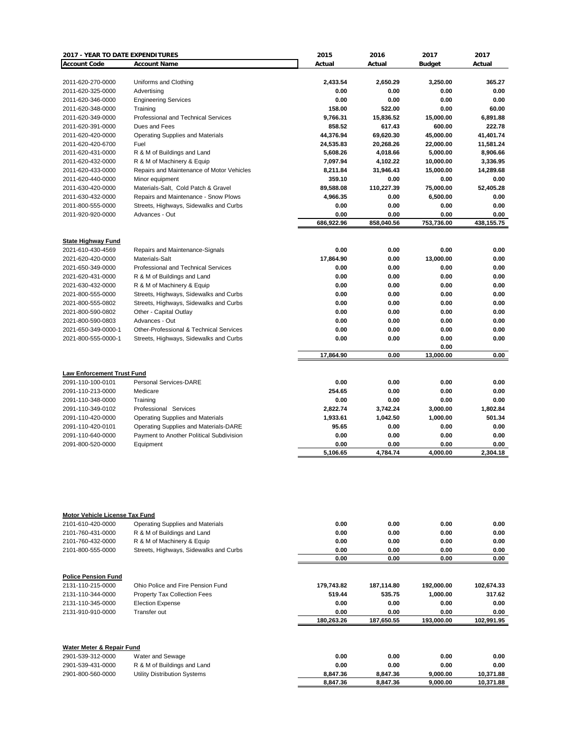| **2017 - YEAR TO DATE EXPENDITURES** | | 2015 | 2016 | 2017 | 2017 |
|---|---|---|---|---|---|
| **Account Code** | **Account Name** | **Actual** | **Actual** | **Budget** | **Actual** |
| 2011-620-270-0000 | Uniforms and Clothing | 2,433.54 | 2,650.29 | 3,250.00 | 365.27 |
| 2011-620-325-0000 | Advertising | 0.00 | 0.00 | 0.00 | 0.00 |
| 2011-620-346-0000 | Engineering Services | 0.00 | 0.00 | 0.00 | 0.00 |
| 2011-620-348-0000 | Training | 158.00 | 522.00 | 0.00 | 60.00 |
| 2011-620-349-0000 | Professional and Technical Services | 9,766.31 | 15,836.52 | 15,000.00 | 6,891.88 |
| 2011-620-391-0000 | Dues and Fees | 858.52 | 617.43 | 600.00 | 222.78 |
| 2011-620-420-0000 | Operating Supplies and Materials | 44,376.94 | 69,620.30 | 45,000.00 | 41,401.74 |
| 2011-620-420-6700 | Fuel | 24,535.83 | 20,268.26 | 22,000.00 | 11,581.24 |
| 2011-620-431-0000 | R & M of Buildings and Land | 5,608.26 | 4,018.66 | 5,000.00 | 8,906.66 |
| 2011-620-432-0000 | R & M of Machinery & Equip | 7,097.94 | 4,102.22 | 10,000.00 | 3,336.95 |
| 2011-620-433-0000 | Repairs and Maintenance of Motor Vehicles | 8,211.84 | 31,946.43 | 15,000.00 | 14,289.68 |
| 2011-620-440-0000 | Minor equipment | 359.10 | 0.00 | 0.00 | 0.00 |
| 2011-630-420-0000 | Materials-Salt, Cold Patch & Gravel | 89,588.08 | 110,227.39 | 75,000.00 | 52,405.28 |
| 2011-630-432-0000 | Repairs and Maintenance - Snow Plows | 4,966.35 | 0.00 | 6,500.00 | 0.00 |
| 2011-800-555-0000 | Streets, Highways, Sidewalks and Curbs | 0.00 | 0.00 | 0.00 | 0.00 |
| 2011-920-920-0000 | Advances - Out | 0.00 | 0.00 | 0.00 | 0.00 |
| | | 686,922.96 | 858,040.56 | 753,736.00 | 438,155.75 |
| **State Highway Fund** | | | | | |
| 2021-610-430-4569 | Repairs and Maintenance-Signals | 0.00 | 0.00 | 0.00 | 0.00 |
| 2021-620-420-0000 | Materials-Salt | 17,864.90 | 0.00 | 13,000.00 | 0.00 |
| 2021-650-349-0000 | Professional and Technical Services | 0.00 | 0.00 | 0.00 | 0.00 |
| 2021-620-431-0000 | R & M of Buildings and Land | 0.00 | 0.00 | 0.00 | 0.00 |
| 2021-630-432-0000 | R & M of Machinery & Equip | 0.00 | 0.00 | 0.00 | 0.00 |
| 2021-800-555-0000 | Streets, Highways, Sidewalks and Curbs | 0.00 | 0.00 | 0.00 | 0.00 |
| 2021-800-555-0802 | Streets, Highways, Sidewalks and Curbs | 0.00 | 0.00 | 0.00 | 0.00 |
| 2021-800-590-0802 | Other - Capital Outlay | 0.00 | 0.00 | 0.00 | 0.00 |
| 2021-800-590-0803 | Advances - Out | 0.00 | 0.00 | 0.00 | 0.00 |
| 2021-650-349-0000-1 | Other-Professional & Technical Services | 0.00 | 0.00 | 0.00 | 0.00 |
| 2021-800-555-0000-1 | Streets, Highways, Sidewalks and Curbs | 0.00 | 0.00 | 0.00 | 0.00 |
| | | | | 0.00 | |
| | | 17,864.90 | 0.00 | 13,000.00 | 0.00 |
| **Law Enforcement Trust Fund** | | | | | |
| 2091-110-100-0101 | Personal Services-DARE | 0.00 | 0.00 | 0.00 | 0.00 |
| 2091-110-213-0000 | Medicare | 254.65 | 0.00 | 0.00 | 0.00 |
| 2091-110-348-0000 | Training | 0.00 | 0.00 | 0.00 | 0.00 |
| 2091-110-349-0102 | Professional Services | 2,822.74 | 3,742.24 | 3,000.00 | 1,802.84 |
| 2091-110-420-0000 | Operating Supplies and Materials | 1,933.61 | 1,042.50 | 1,000.00 | 501.34 |
| 2091-110-420-0101 | Operating Supplies and Materials-DARE | 95.65 | 0.00 | 0.00 | 0.00 |
| 2091-110-640-0000 | Payment to Another Political Subdivision | 0.00 | 0.00 | 0.00 | 0.00 |
| 2091-800-520-0000 | Equipment | 0.00 | 0.00 | 0.00 | 0.00 |
| | | 5,106.65 | 4,784.74 | 4,000.00 | 2,304.18 |
| **Motor Vehicle License Tax Fund** | | | | | |
| 2101-610-420-0000 | Operating Supplies and Materials | 0.00 | 0.00 | 0.00 | 0.00 |
| 2101-760-431-0000 | R & M of Buildings and Land | 0.00 | 0.00 | 0.00 | 0.00 |
| 2101-760-432-0000 | R & M of Machinery & Equip | 0.00 | 0.00 | 0.00 | 0.00 |
| 2101-800-555-0000 | Streets, Highways, Sidewalks and Curbs | 0.00 | 0.00 | 0.00 | 0.00 |
| | | 0.00 | 0.00 | 0.00 | 0.00 |
| **Police Pension Fund** | | | | | |
| 2131-110-215-0000 | Ohio Police and Fire Pension Fund | 179,743.82 | 187,114.80 | 192,000.00 | 102,674.33 |
| 2131-110-344-0000 | Property Tax Collection Fees | 519.44 | 535.75 | 1,000.00 | 317.62 |
| 2131-110-345-0000 | Election Expense | 0.00 | 0.00 | 0.00 | 0.00 |
| 2131-910-910-0000 | Transfer out | 0.00 | 0.00 | 0.00 | 0.00 |
| | | 180,263.26 | 187,650.55 | 193,000.00 | 102,991.95 |
| **Water Meter & Repair Fund** | | | | | |
| 2901-539-312-0000 | Water and Sewage | 0.00 | 0.00 | 0.00 | 0.00 |
| 2901-539-431-0000 | R & M of Buildings and Land | 0.00 | 0.00 | 0.00 | 0.00 |
| 2901-800-560-0000 | Utility Distribution Systems | 8,847.36 | 8,847.36 | 9,000.00 | 10,371.88 |
| | | 8,847.36 | 8,847.36 | 9,000.00 | 10,371.88 |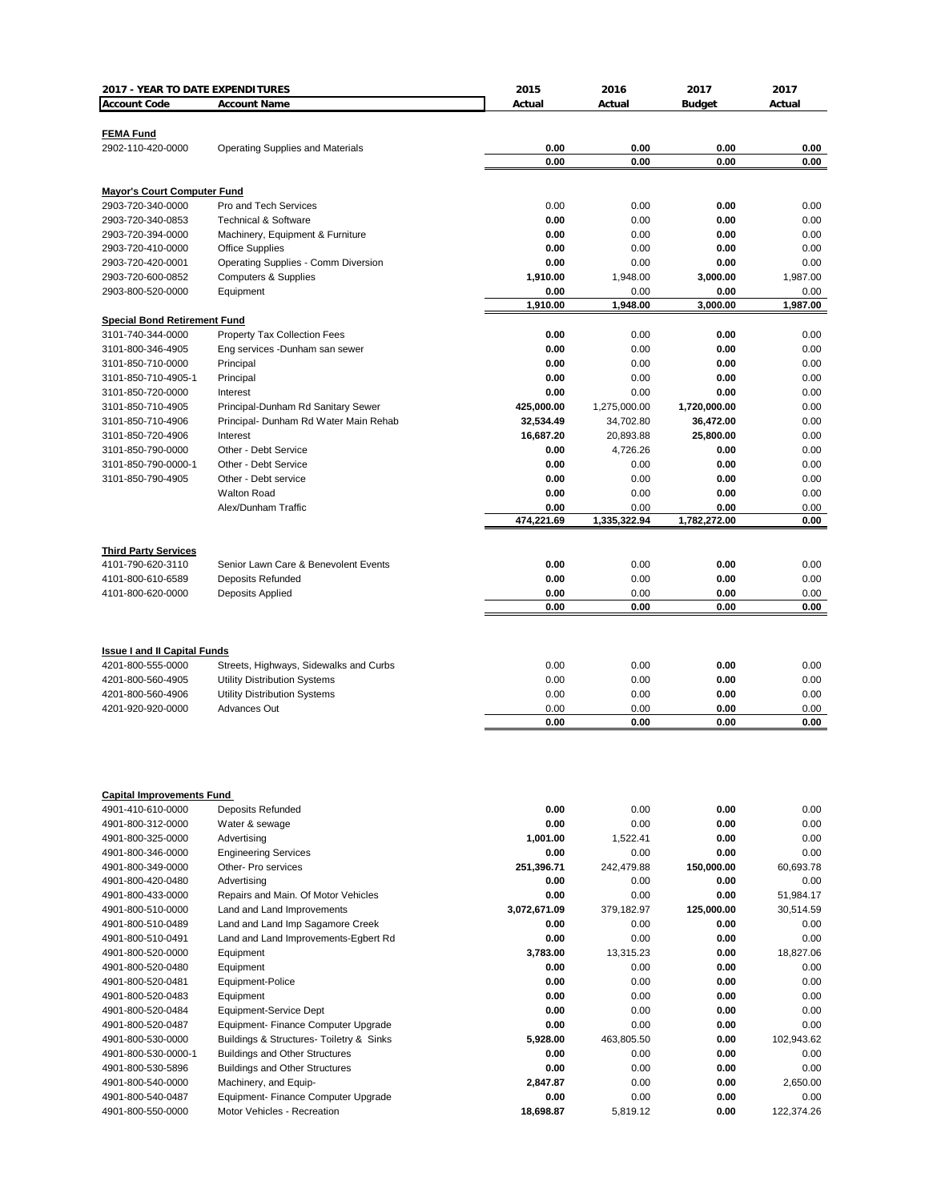| 2017 - YEAR TO DATE EXPENDITURES | | 2015 | 2016 | 2017 | 2017 |
|---|---|---|---|---|---|
| **Account Code** | **Account Name** | **Actual** | **Actual** | **Budget** | **Actual** |
| **FEMA Fund** | | | | | |
| 2902-110-420-0000 | Operating Supplies and Materials | **0.00** | **0.00** | **0.00** | **0.00** |
| | | **0.00** | **0.00** | **0.00** | **0.00** |
| **Mayor's Court Computer Fund** | | | | | |
| 2903-720-340-0000 | Pro and Tech Services | 0.00 | 0.00 | **0.00** | 0.00 |
| 2903-720-340-0853 | Technical & Software | **0.00** | 0.00 | **0.00** | 0.00 |
| 2903-720-394-0000 | Machinery, Equipment & Furniture | **0.00** | 0.00 | **0.00** | 0.00 |
| 2903-720-410-0000 | Office Supplies | **0.00** | 0.00 | **0.00** | 0.00 |
| 2903-720-420-0001 | Operating Supplies - Comm Diversion | **0.00** | 0.00 | **0.00** | 0.00 |
| 2903-720-600-0852 | Computers & Supplies | **1,910.00** | 1,948.00 | **3,000.00** | 1,987.00 |
| 2903-800-520-0000 | Equipment | **0.00** | 0.00 | **0.00** | 0.00 |
| | | **1,910.00** | **1,948.00** | **3,000.00** | **1,987.00** |
| **Special Bond Retirement Fund** | | | | | |
| 3101-740-344-0000 | Property Tax Collection Fees | **0.00** | 0.00 | **0.00** | 0.00 |
| 3101-800-346-4905 | Eng services -Dunham san sewer | **0.00** | 0.00 | **0.00** | 0.00 |
| 3101-850-710-0000 | Principal | **0.00** | 0.00 | **0.00** | 0.00 |
| 3101-850-710-4905-1 | Principal | **0.00** | 0.00 | **0.00** | 0.00 |
| 3101-850-720-0000 | Interest | **0.00** | 0.00 | **0.00** | 0.00 |
| 3101-850-710-4905 | Principal-Dunham Rd Sanitary Sewer | **425,000.00** | 1,275,000.00 | **1,720,000.00** | 0.00 |
| 3101-850-710-4906 | Principal- Dunham Rd Water Main Rehab | **32,534.49** | 34,702.80 | **36,472.00** | 0.00 |
| 3101-850-720-4906 | Interest | **16,687.20** | 20,893.88 | **25,800.00** | 0.00 |
| 3101-850-790-0000 | Other - Debt Service | **0.00** | 4,726.26 | **0.00** | 0.00 |
| 3101-850-790-0000-1 | Other - Debt Service | **0.00** | 0.00 | **0.00** | 0.00 |
| 3101-850-790-4905 | Other - Debt service | **0.00** | 0.00 | **0.00** | 0.00 |
| | Walton Road | **0.00** | 0.00 | **0.00** | 0.00 |
| | Alex/Dunham Traffic | **0.00** | 0.00 | **0.00** | 0.00 |
| | | **474,221.69** | **1,335,322.94** | **1,782,272.00** | **0.00** |
| **Third Party Services** | | | | | |
| 4101-790-620-3110 | Senior Lawn Care & Benevolent Events | **0.00** | 0.00 | **0.00** | 0.00 |
| 4101-800-610-6589 | Deposits Refunded | **0.00** | 0.00 | **0.00** | 0.00 |
| 4101-800-620-0000 | Deposits Applied | **0.00** | 0.00 | **0.00** | 0.00 |
| | | **0.00** | **0.00** | **0.00** | **0.00** |
| **Issue I and II Capital Funds** | | | | | |
| 4201-800-555-0000 | Streets, Highways, Sidewalks and Curbs | 0.00 | 0.00 | **0.00** | 0.00 |
| 4201-800-560-4905 | Utility Distribution Systems | 0.00 | 0.00 | **0.00** | 0.00 |
| 4201-800-560-4906 | Utility Distribution Systems | 0.00 | 0.00 | **0.00** | 0.00 |
| 4201-920-920-0000 | Advances Out | 0.00 | 0.00 | **0.00** | 0.00 |
| | | **0.00** | **0.00** | **0.00** | **0.00** |
| **Capital Improvements Fund** | | | | | |
| 4901-410-610-0000 | Deposits Refunded | **0.00** | 0.00 | **0.00** | 0.00 |
| 4901-800-312-0000 | Water & sewage | **0.00** | 0.00 | **0.00** | 0.00 |
| 4901-800-325-0000 | Advertising | **1,001.00** | 1,522.41 | **0.00** | 0.00 |
| 4901-800-346-0000 | Engineering Services | **0.00** | 0.00 | **0.00** | 0.00 |
| 4901-800-349-0000 | Other- Pro services | **251,396.71** | 242,479.88 | **150,000.00** | 60,693.78 |
| 4901-800-420-0480 | Advertising | **0.00** | 0.00 | **0.00** | 0.00 |
| 4901-800-433-0000 | Repairs and Main. Of Motor Vehicles | **0.00** | 0.00 | **0.00** | 51,984.17 |
| 4901-800-510-0000 | Land and Land Improvements | **3,072,671.09** | 379,182.97 | **125,000.00** | 30,514.59 |
| 4901-800-510-0489 | Land and Land Imp Sagamore Creek | **0.00** | 0.00 | **0.00** | 0.00 |
| 4901-800-510-0491 | Land and Land Improvements-Egbert Rd | **0.00** | 0.00 | **0.00** | 0.00 |
| 4901-800-520-0000 | Equipment | **3,783.00** | 13,315.23 | **0.00** | 18,827.06 |
| 4901-800-520-0480 | Equipment | **0.00** | 0.00 | **0.00** | 0.00 |
| 4901-800-520-0481 | Equipment-Police | **0.00** | 0.00 | **0.00** | 0.00 |
| 4901-800-520-0483 | Equipment | **0.00** | 0.00 | **0.00** | 0.00 |
| 4901-800-520-0484 | Equipment-Service Dept | **0.00** | 0.00 | **0.00** | 0.00 |
| 4901-800-520-0487 | Equipment- Finance Computer Upgrade | **0.00** | 0.00 | **0.00** | 0.00 |
| 4901-800-530-0000 | Buildings & Structures- Toiletry & Sinks | **5,928.00** | 463,805.50 | **0.00** | 102,943.62 |
| 4901-800-530-0000-1 | Buildings and Other Structures | **0.00** | 0.00 | **0.00** | 0.00 |
| 4901-800-530-5896 | Buildings and Other Structures | **0.00** | 0.00 | **0.00** | 0.00 |
| 4901-800-540-0000 | Machinery, and Equip- | **2,847.87** | 0.00 | **0.00** | 2,650.00 |
| 4901-800-540-0487 | Equipment- Finance Computer Upgrade | **0.00** | 0.00 | **0.00** | 0.00 |
| 4901-800-550-0000 | Motor Vehicles - Recreation | **18,698.87** | 5,819.12 | **0.00** | 122,374.26 |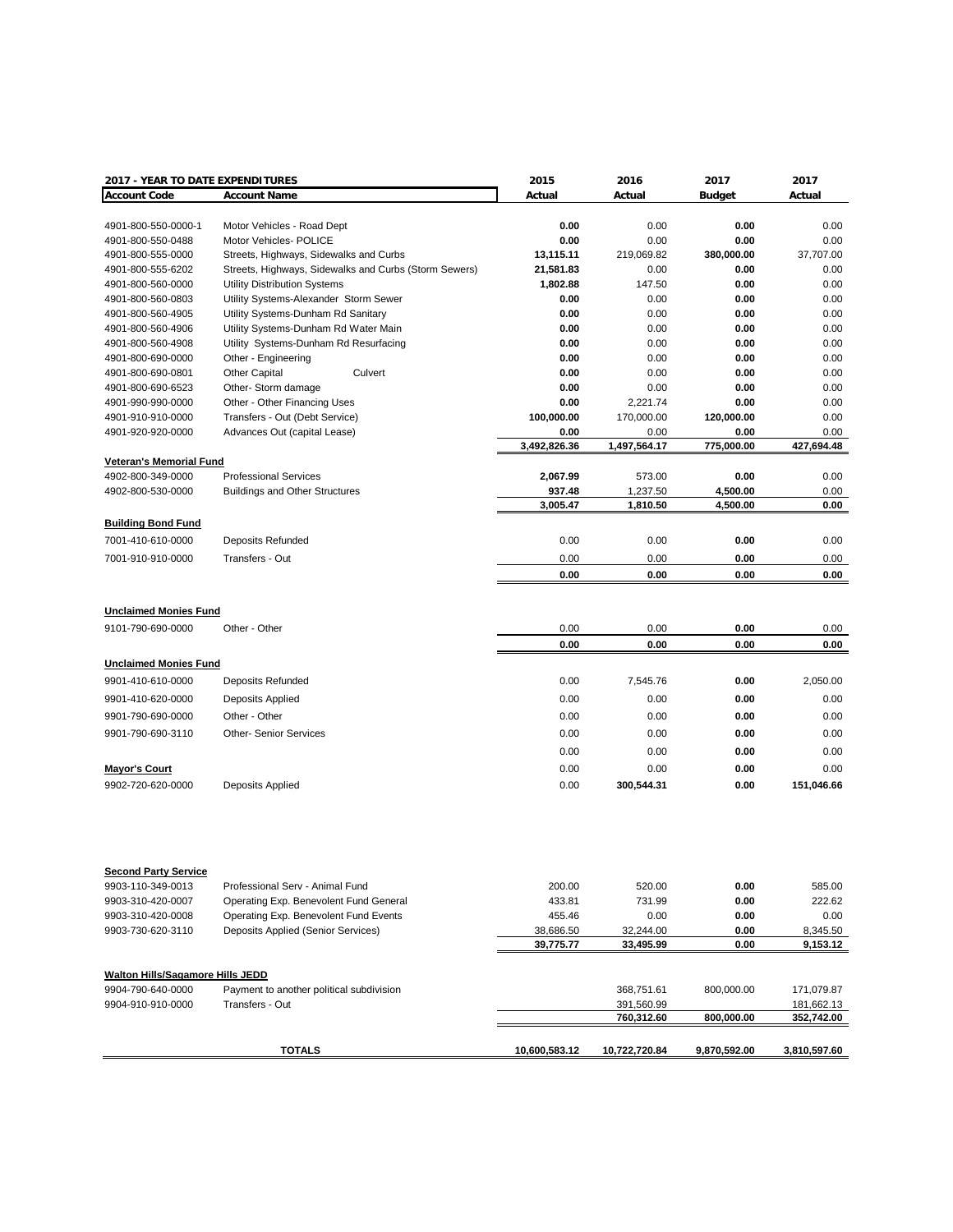| **2017 - YEAR TO DATE EXPENDITURES** | | **2015** | **2016** | **2017** | **2017** |
|---|---|---|---|---|---|
| **Account Code** | **Account Name** | **Actual** | **Actual** | **Budget** | **Actual** |
| 4901-800-550-0000-1 | Motor Vehicles - Road Dept | **0.00** | 0.00 | **0.00** | 0.00 |
| 4901-800-550-0488 | Motor Vehicles- POLICE | **0.00** | 0.00 | **0.00** | 0.00 |
| 4901-800-555-0000 | Streets, Highways, Sidewalks and Curbs | **13,115.11** | 219,069.82 | **380,000.00** | 37,707.00 |
| 4901-800-555-6202 | Streets, Highways, Sidewalks and Curbs (Storm Sewers) | **21,581.83** | 0.00 | **0.00** | 0.00 |
| 4901-800-560-0000 | Utility Distribution Systems | **1,802.88** | 147.50 | **0.00** | 0.00 |
| 4901-800-560-0803 | Utility Systems-Alexander Storm Sewer | **0.00** | 0.00 | **0.00** | 0.00 |
| 4901-800-560-4905 | Utility Systems-Dunham Rd Sanitary | **0.00** | 0.00 | **0.00** | 0.00 |
| 4901-800-560-4906 | Utility Systems-Dunham Rd Water Main | **0.00** | 0.00 | **0.00** | 0.00 |
| 4901-800-560-4908 | Utility Systems-Dunham Rd Resurfacing | **0.00** | 0.00 | **0.00** | 0.00 |
| 4901-800-690-0000 | Other - Engineering | **0.00** | 0.00 | **0.00** | 0.00 |
| 4901-800-690-0801 | Other Capital Culvert | **0.00** | 0.00 | **0.00** | 0.00 |
| 4901-800-690-6523 | Other- Storm damage | **0.00** | 0.00 | **0.00** | 0.00 |
| 4901-990-990-0000 | Other - Other Financing Uses | **0.00** | 2,221.74 | **0.00** | 0.00 |
| 4901-910-910-0000 | Transfers - Out (Debt Service) | **100,000.00** | 170,000.00 | **120,000.00** | 0.00 |
| 4901-920-920-0000 | Advances Out (capital Lease) | **0.00** | 0.00 | **0.00** | 0.00 |
| | | **3,492,826.36** | **1,497,564.17** | **775,000.00** | **427,694.48** |
| **Veteran's Memorial Fund** | | | | | |
| 4902-800-349-0000 | Professional Services | **2,067.99** | 573.00 | **0.00** | 0.00 |
| 4902-800-530-0000 | Buildings and Other Structures | **937.48** | 1,237.50 | **4,500.00** | 0.00 |
| | | **3,005.47** | **1,810.50** | **4,500.00** | **0.00** |
| **Building Bond Fund** | | | | | |
| 7001-410-610-0000 | Deposits Refunded | 0.00 | 0.00 | **0.00** | 0.00 |
| 7001-910-910-0000 | Transfers - Out | 0.00 | 0.00 | **0.00** | 0.00 |
| | | **0.00** | **0.00** | **0.00** | **0.00** |
| **Unclaimed Monies Fund** | | | | | |
| 9101-790-690-0000 | Other - Other | 0.00 | 0.00 | **0.00** | 0.00 |
| | | **0.00** | **0.00** | **0.00** | **0.00** |
| **Unclaimed Monies Fund** | | | | | |
| 9901-410-610-0000 | Deposits Refunded | 0.00 | 7,545.76 | **0.00** | 2,050.00 |
| 9901-410-620-0000 | Deposits Applied | 0.00 | 0.00 | **0.00** | 0.00 |
| 9901-790-690-0000 | Other - Other | 0.00 | 0.00 | **0.00** | 0.00 |
| 9901-790-690-3110 | Other- Senior Services | 0.00 | 0.00 | **0.00** | 0.00 |
| | | 0.00 | 0.00 | **0.00** | 0.00 |
| **Mayor's Court** | | 0.00 | 0.00 | **0.00** | 0.00 |
| 9902-720-620-0000 | Deposits Applied | 0.00 | **300,544.31** | **0.00** | **151,046.66** |
| **Second Party Service** | | | | | |
| 9903-110-349-0013 | Professional Serv - Animal Fund | 200.00 | 520.00 | **0.00** | 585.00 |
| 9903-310-420-0007 | Operating Exp. Benevolent Fund General | 433.81 | 731.99 | **0.00** | 222.62 |
| 9903-310-420-0008 | Operating Exp. Benevolent Fund Events | 455.46 | 0.00 | **0.00** | 0.00 |
| 9903-730-620-3110 | Deposits Applied (Senior Services) | 38,686.50 | 32,244.00 | **0.00** | 8,345.50 |
| | | **39,775.77** | **33,495.99** | **0.00** | **9,153.12** |
| **Walton Hills/Sagamore Hills JEDD** | | | | | |
| 9904-790-640-0000 | Payment to another political subdivision | | 368,751.61 | 800,000.00 | 171,079.87 |
| 9904-910-910-0000 | Transfers - Out | | 391,560.99 | | 181,662.13 |
| | | | **760,312.60** | **800,000.00** | **352,742.00** |
| | **TOTALS** | **10,600,583.12** | **10,722,720.84** | **9,870,592.00** | **3,810,597.60** |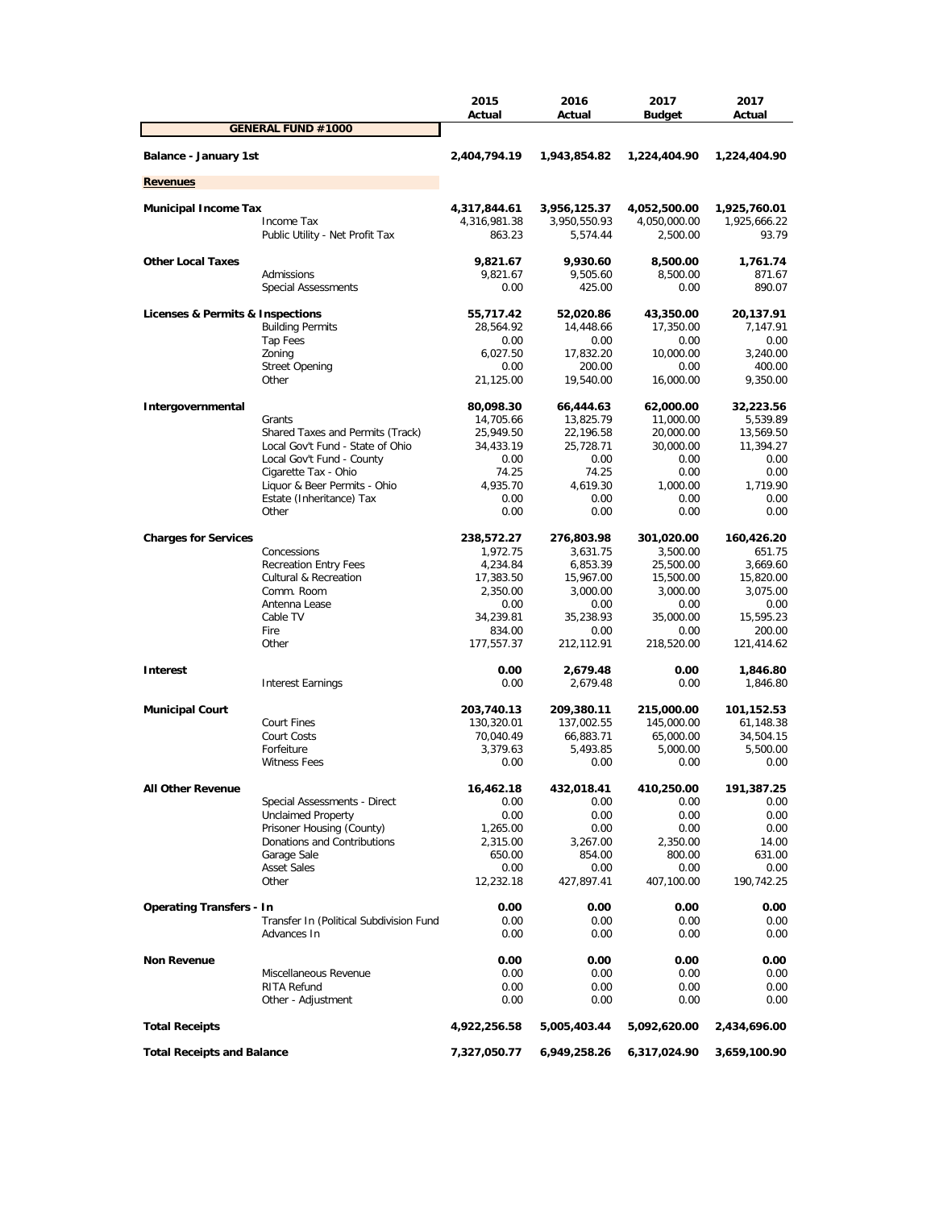| | | 2015 Actual | 2016 Actual | 2017 Budget | 2017 Actual |
|---|---|---|---|---|---|
| **GENERAL FUND #1000** | | | | | |
| **Balance - January 1st** | | **2,404,794.19** | **1,943,854.82** | **1,224,404.90** | **1,224,404.90** |
| **Revenues** | | | | | |
| **Municipal Income Tax** | | **4,317,844.61** | **3,956,125.37** | **4,052,500.00** | **1,925,760.01** |
| | Income Tax | 4,316,981.38 | 3,950,550.93 | 4,050,000.00 | 1,925,666.22 |
| | Public Utility - Net Profit Tax | 863.23 | 5,574.44 | 2,500.00 | 93.79 |
| **Other Local Taxes** | | **9,821.67** | **9,930.60** | **8,500.00** | **1,761.74** |
| | Admissions | 9,821.67 | 9,505.60 | 8,500.00 | 871.67 |
| | Special Assessments | 0.00 | 425.00 | 0.00 | 890.07 |
| **Licenses & Permits & Inspections** | | **55,717.42** | **52,020.86** | **43,350.00** | **20,137.91** |
| | Building Permits | 28,564.92 | 14,448.66 | 17,350.00 | 7,147.91 |
| | Tap Fees | 0.00 | 0.00 | 0.00 | 0.00 |
| | Zoning | 6,027.50 | 17,832.20 | 10,000.00 | 3,240.00 |
| | Street Opening | 0.00 | 200.00 | 0.00 | 400.00 |
| | Other | 21,125.00 | 19,540.00 | 16,000.00 | 9,350.00 |
| **Intergovernmental** | | **80,098.30** | **66,444.63** | **62,000.00** | **32,223.56** |
| | Grants | 14,705.66 | 13,825.79 | 11,000.00 | 5,539.89 |
| | Shared Taxes and Permits (Track) | 25,949.50 | 22,196.58 | 20,000.00 | 13,569.50 |
| | Local Gov't Fund - State of Ohio | 34,433.19 | 25,728.71 | 30,000.00 | 11,394.27 |
| | Local Gov't Fund - County | 0.00 | 0.00 | 0.00 | 0.00 |
| | Cigarette Tax - Ohio | 74.25 | 74.25 | 0.00 | 0.00 |
| | Liquor & Beer Permits - Ohio | 4,935.70 | 4,619.30 | 1,000.00 | 1,719.90 |
| | Estate (Inheritance) Tax | 0.00 | 0.00 | 0.00 | 0.00 |
| | Other | 0.00 | 0.00 | 0.00 | 0.00 |
| **Charges for Services** | | **238,572.27** | **276,803.98** | **301,020.00** | **160,426.20** |
| | Concessions | 1,972.75 | 3,631.75 | 3,500.00 | 651.75 |
| | Recreation Entry Fees | 4,234.84 | 6,853.39 | 25,500.00 | 3,669.60 |
| | Cultural & Recreation | 17,383.50 | 15,967.00 | 15,500.00 | 15,820.00 |
| | Comm. Room | 2,350.00 | 3,000.00 | 3,000.00 | 3,075.00 |
| | Antenna Lease | 0.00 | 0.00 | 0.00 | 0.00 |
| | Cable TV | 34,239.81 | 35,238.93 | 35,000.00 | 15,595.23 |
| | Fire | 834.00 | 0.00 | 0.00 | 200.00 |
| | Other | 177,557.37 | 212,112.91 | 218,520.00 | 121,414.62 |
| **Interest** | | **0.00** | **2,679.48** | **0.00** | **1,846.80** |
| | Interest Earnings | 0.00 | 2,679.48 | 0.00 | 1,846.80 |
| **Municipal Court** | | **203,740.13** | **209,380.11** | **215,000.00** | **101,152.53** |
| | Court Fines | 130,320.01 | 137,002.55 | 145,000.00 | 61,148.38 |
| | Court Costs | 70,040.49 | 66,883.71 | 65,000.00 | 34,504.15 |
| | Forfeiture | 3,379.63 | 5,493.85 | 5,000.00 | 5,500.00 |
| | Witness Fees | 0.00 | 0.00 | 0.00 | 0.00 |
| **All Other Revenue** | | **16,462.18** | **432,018.41** | **410,250.00** | **191,387.25** |
| | Special Assessments - Direct | 0.00 | 0.00 | 0.00 | 0.00 |
| | Unclaimed Property | 0.00 | 0.00 | 0.00 | 0.00 |
| | Prisoner Housing (County) | 1,265.00 | 0.00 | 0.00 | 0.00 |
| | Donations and Contributions | 2,315.00 | 3,267.00 | 2,350.00 | 14.00 |
| | Garage Sale | 650.00 | 854.00 | 800.00 | 631.00 |
| | Asset Sales | 0.00 | 0.00 | 0.00 | 0.00 |
| | Other | 12,232.18 | 427,897.41 | 407,100.00 | 190,742.25 |
| **Operating Transfers - In** | | **0.00** | **0.00** | **0.00** | **0.00** |
| | Transfer In (Political Subdivision Fund | 0.00 | 0.00 | 0.00 | 0.00 |
| | Advances In | 0.00 | 0.00 | 0.00 | 0.00 |
| **Non Revenue** | | **0.00** | **0.00** | **0.00** | **0.00** |
| | Miscellaneous Revenue | 0.00 | 0.00 | 0.00 | 0.00 |
| | RITA Refund | 0.00 | 0.00 | 0.00 | 0.00 |
| | Other - Adjustment | 0.00 | 0.00 | 0.00 | 0.00 |
| **Total Receipts** | | **4,922,256.58** | **5,005,403.44** | **5,092,620.00** | **2,434,696.00** |
| **Total Receipts and Balance** | | **7,327,050.77** | **6,949,258.26** | **6,317,024.90** | **3,659,100.90** |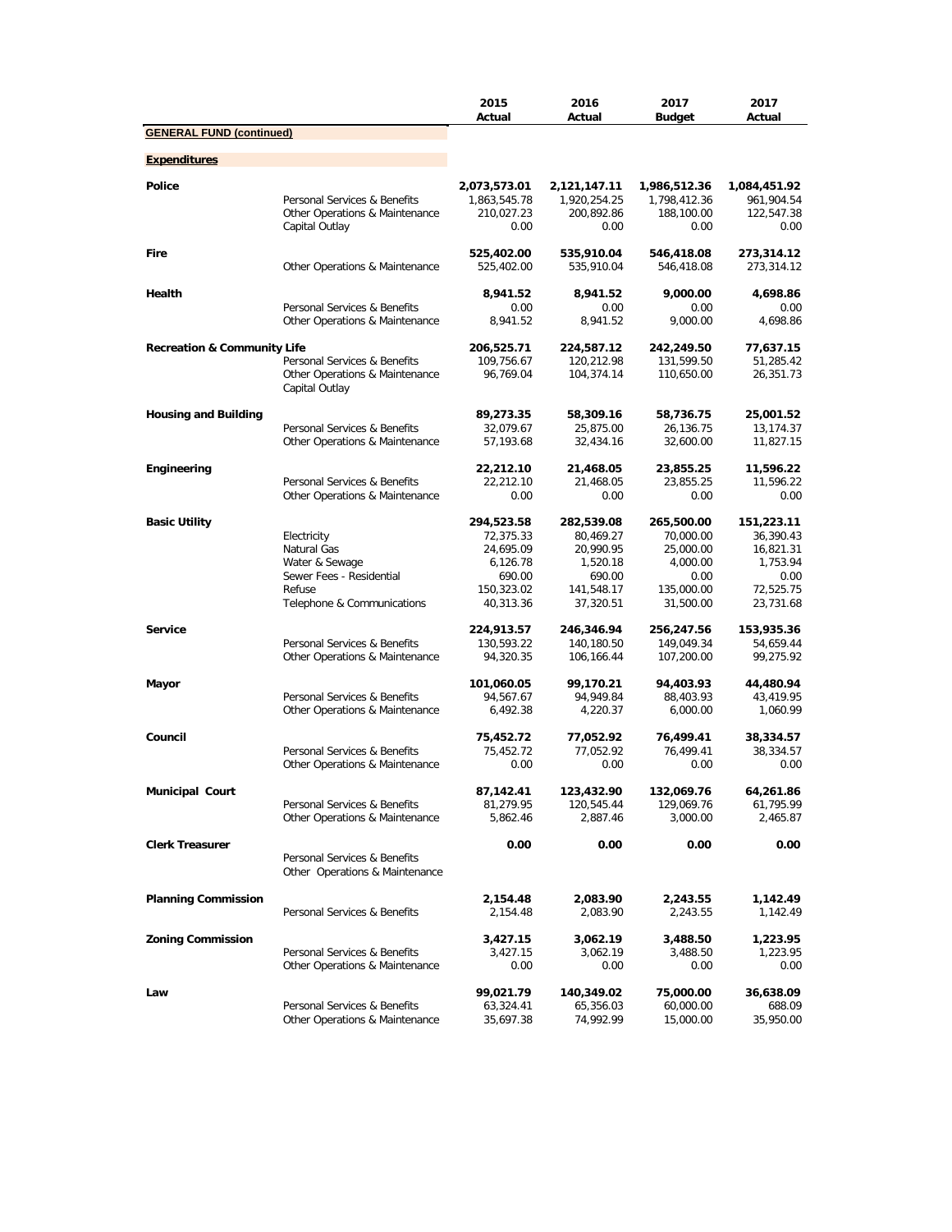| | | 2015 Actual | 2016 Actual | 2017 Budget | 2017 Actual |
|---|---|---|---|---|---|
| **GENERAL FUND (continued)** | | | | | |
| **Expenditures** | | | | | |
| **Police** | | **2,073,573.01** | **2,121,147.11** | **1,986,512.36** | **1,084,451.92** |
| | Personal Services & Benefits | 1,863,545.78 | 1,920,254.25 | 1,798,412.36 | 961,904.54 |
| | Other Operations & Maintenance | 210,027.23 | 200,892.86 | 188,100.00 | 122,547.38 |
| | Capital Outlay | 0.00 | 0.00 | 0.00 | 0.00 |
| **Fire** | | **525,402.00** | **535,910.04** | **546,418.08** | **273,314.12** |
| | Other Operations & Maintenance | 525,402.00 | 535,910.04 | 546,418.08 | 273,314.12 |
| **Health** | | **8,941.52** | **8,941.52** | **9,000.00** | **4,698.86** |
| | Personal Services & Benefits | 0.00 | 0.00 | 0.00 | 0.00 |
| | Other Operations & Maintenance | 8,941.52 | 8,941.52 | 9,000.00 | 4,698.86 |
| **Recreation & Community Life** | | **206,525.71** | **224,587.12** | **242,249.50** | **77,637.15** |
| | Personal Services & Benefits | 109,756.67 | 120,212.98 | 131,599.50 | 51,285.42 |
| | Other Operations & Maintenance | 96,769.04 | 104,374.14 | 110,650.00 | 26,351.73 |
| | Capital Outlay | | | | |
| **Housing and Building** | | **89,273.35** | **58,309.16** | **58,736.75** | **25,001.52** |
| | Personal Services & Benefits | 32,079.67 | 25,875.00 | 26,136.75 | 13,174.37 |
| | Other Operations & Maintenance | 57,193.68 | 32,434.16 | 32,600.00 | 11,827.15 |
| **Engineering** | | **22,212.10** | **21,468.05** | **23,855.25** | **11,596.22** |
| | Personal Services & Benefits | 22,212.10 | 21,468.05 | 23,855.25 | 11,596.22 |
| | Other Operations & Maintenance | 0.00 | 0.00 | 0.00 | 0.00 |
| **Basic Utility** | | **294,523.58** | **282,539.08** | **265,500.00** | **151,223.11** |
| | Electricity | 72,375.33 | 80,469.27 | 70,000.00 | 36,390.43 |
| | Natural Gas | 24,695.09 | 20,990.95 | 25,000.00 | 16,821.31 |
| | Water & Sewage | 6,126.78 | 1,520.18 | 4,000.00 | 1,753.94 |
| | Sewer Fees - Residential | 690.00 | 690.00 | 0.00 | 0.00 |
| | Refuse | 150,323.02 | 141,548.17 | 135,000.00 | 72,525.75 |
| | Telephone & Communications | 40,313.36 | 37,320.51 | 31,500.00 | 23,731.68 |
| **Service** | | **224,913.57** | **246,346.94** | **256,247.56** | **153,935.36** |
| | Personal Services & Benefits | 130,593.22 | 140,180.50 | 149,049.34 | 54,659.44 |
| | Other Operations & Maintenance | 94,320.35 | 106,166.44 | 107,200.00 | 99,275.92 |
| **Mayor** | | **101,060.05** | **99,170.21** | **94,403.93** | **44,480.94** |
| | Personal Services & Benefits | 94,567.67 | 94,949.84 | 88,403.93 | 43,419.95 |
| | Other Operations & Maintenance | 6,492.38 | 4,220.37 | 6,000.00 | 1,060.99 |
| **Council** | | **75,452.72** | **77,052.92** | **76,499.41** | **38,334.57** |
| | Personal Services & Benefits | 75,452.72 | 77,052.92 | 76,499.41 | 38,334.57 |
| | Other Operations & Maintenance | 0.00 | 0.00 | 0.00 | 0.00 |
| **Municipal Court** | | **87,142.41** | **123,432.90** | **132,069.76** | **64,261.86** |
| | Personal Services & Benefits | 81,279.95 | 120,545.44 | 129,069.76 | 61,795.99 |
| | Other Operations & Maintenance | 5,862.46 | 2,887.46 | 3,000.00 | 2,465.87 |
| **Clerk Treasurer** | | **0.00** | **0.00** | **0.00** | **0.00** |
| | Personal Services & Benefits | | | | |
| | Other Operations & Maintenance | | | | |
| **Planning Commission** | | **2,154.48** | **2,083.90** | **2,243.55** | **1,142.49** |
| | Personal Services & Benefits | 2,154.48 | 2,083.90 | 2,243.55 | 1,142.49 |
| **Zoning Commission** | | **3,427.15** | **3,062.19** | **3,488.50** | **1,223.95** |
| | Personal Services & Benefits | 3,427.15 | 3,062.19 | 3,488.50 | 1,223.95 |
| | Other Operations & Maintenance | 0.00 | 0.00 | 0.00 | 0.00 |
| **Law** | | **99,021.79** | **140,349.02** | **75,000.00** | **36,638.09** |
| | Personal Services & Benefits | 63,324.41 | 65,356.03 | 60,000.00 | 688.09 |
| | Other Operations & Maintenance | 35,697.38 | 74,992.99 | 15,000.00 | 35,950.00 |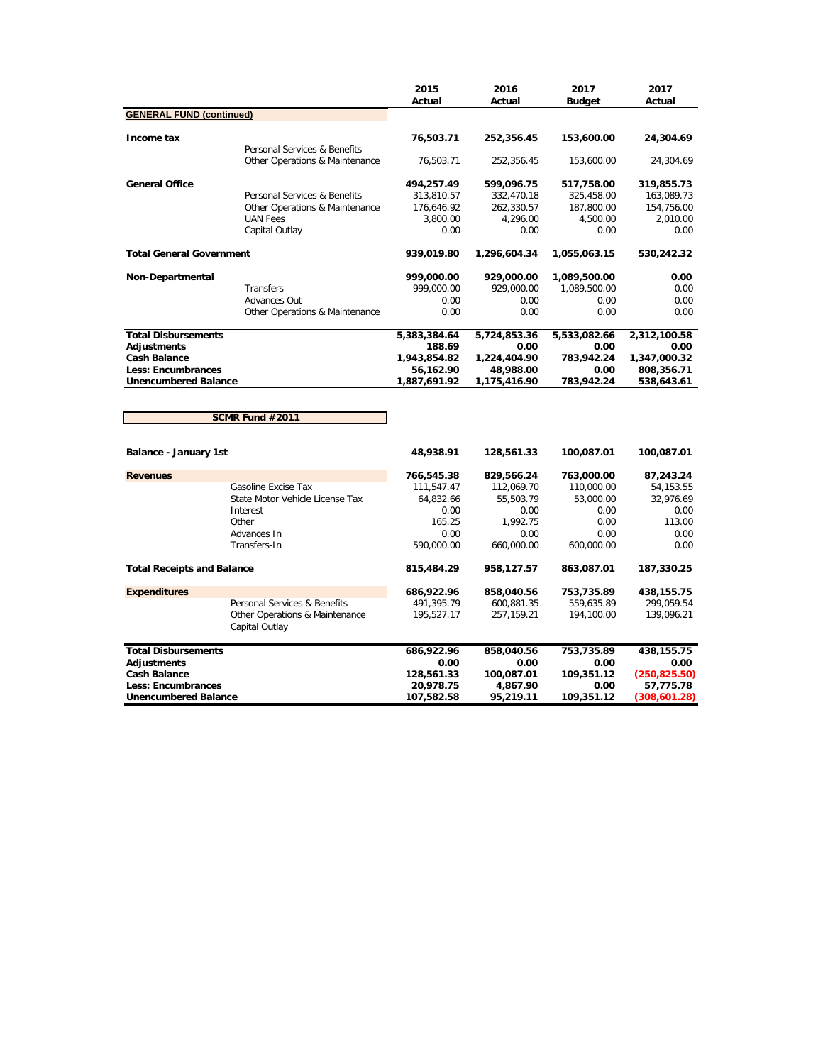| | | 2015 Actual | 2016 Actual | 2017 Budget | 2017 Actual |
|---|---|---|---|---|---|
| **GENERAL FUND (continued)** | | | | | |
| **Income tax** | | **76,503.71** | **252,356.45** | **153,600.00** | **24,304.69** |
| | Personal Services & Benefits | | | | |
| | Other Operations & Maintenance | 76,503.71 | 252,356.45 | 153,600.00 | 24,304.69 |
| **General Office** | | **494,257.49** | **599,096.75** | **517,758.00** | **319,855.73** |
| | Personal Services & Benefits | 313,810.57 | 332,470.18 | 325,458.00 | 163,089.73 |
| | Other Operations & Maintenance | 176,646.92 | 262,330.57 | 187,800.00 | 154,756.00 |
| | UAN Fees | 3,800.00 | 4,296.00 | 4,500.00 | 2,010.00 |
| | Capital Outlay | 0.00 | 0.00 | 0.00 | 0.00 |
| **Total General Government** | | **939,019.80** | **1,296,604.34** | **1,055,063.15** | **530,242.32** |
| **Non-Departmental** | | **999,000.00** | **929,000.00** | **1,089,500.00** | **0.00** |
| | Transfers | 999,000.00 | 929,000.00 | 1,089,500.00 | 0.00 |
| | Advances Out | 0.00 | 0.00 | 0.00 | 0.00 |
| | Other Operations & Maintenance | 0.00 | 0.00 | 0.00 | 0.00 |
| **Total Disbursements** | | **5,383,384.64** | **5,724,853.36** | **5,533,082.66** | **2,312,100.58** |
| **Adjustments** | | **188.69** | **0.00** | **0.00** | **0.00** |
| **Cash Balance** | | **1,943,854.82** | **1,224,404.90** | **783,942.24** | **1,347,000.32** |
| **Less: Encumbrances** | | **56,162.90** | **48,988.00** | **0.00** | **808,356.71** |
| **Unencumbered Balance** | | **1,887,691.92** | **1,175,416.90** | **783,942.24** | **538,643.61** |

**SCMR Fund #2011**

| | | 2015 Actual | 2016 Actual | 2017 Budget | 2017 Actual |
|---|---|---|---|---|---|
| **Balance - January 1st** | | **48,938.91** | **128,561.33** | **100,087.01** | **100,087.01** |
| **Revenues** | | **766,545.38** | **829,566.24** | **763,000.00** | **87,243.24** |
| | Gasoline Excise Tax | 111,547.47 | 112,069.70 | 110,000.00 | 54,153.55 |
| | State Motor Vehicle License Tax | 64,832.66 | 55,503.79 | 53,000.00 | 32,976.69 |
| | Interest | 0.00 | 0.00 | 0.00 | 0.00 |
| | Other | 165.25 | 1,992.75 | 0.00 | 113.00 |
| | Advances In | 0.00 | 0.00 | 0.00 | 0.00 |
| | Transfers-In | 590,000.00 | 660,000.00 | 600,000.00 | 0.00 |
| **Total Receipts and Balance** | | **815,484.29** | **958,127.57** | **863,087.01** | **187,330.25** |
| **Expenditures** | | **686,922.96** | **858,040.56** | **753,735.89** | **438,155.75** |
| | Personal Services & Benefits | 491,395.79 | 600,881.35 | 559,635.89 | 299,059.54 |
| | Other Operations & Maintenance | 195,527.17 | 257,159.21 | 194,100.00 | 139,096.21 |
| | Capital Outlay | | | | |
| **Total Disbursements** | | **686,922.96** | **858,040.56** | **753,735.89** | **438,155.75** |
| **Adjustments** | | **0.00** | **0.00** | **0.00** | **0.00** |
| **Cash Balance** | | **128,561.33** | **100,087.01** | **109,351.12** | **(250,825.50)** |
| **Less: Encumbrances** | | **20,978.75** | **4,867.90** | **0.00** | **57,775.78** |
| **Unencumbered Balance** | | **107,582.58** | **95,219.11** | **109,351.12** | **(308,601.28)** |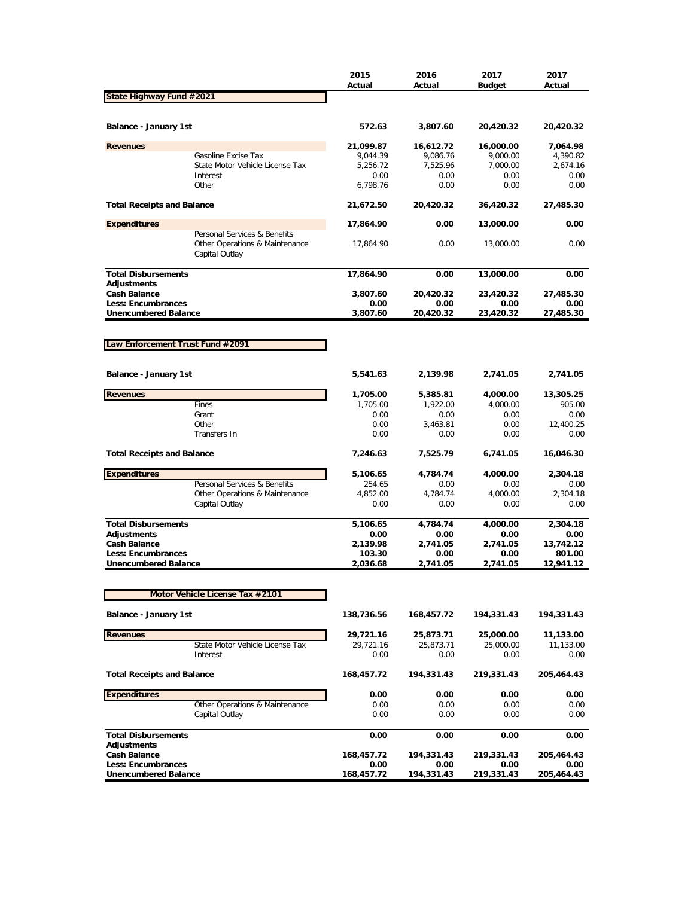| | | 2015 Actual | 2016 Actual | 2017 Budget | 2017 Actual |
|---|---|---|---|---|---|
| **State Highway Fund #2021** | | | | | |
| **Balance - January 1st** | | **572.63** | **3,807.60** | **20,420.32** | **20,420.32** |
| **Revenues** | | **21,099.87** | **16,612.72** | **16,000.00** | **7,064.98** |
| | Gasoline Excise Tax | 9,044.39 | 9,086.76 | 9,000.00 | 4,390.82 |
| | State Motor Vehicle License Tax | 5,256.72 | 7,525.96 | 7,000.00 | 2,674.16 |
| | Interest | 0.00 | 0.00 | 0.00 | 0.00 |
| | Other | 6,798.76 | 0.00 | 0.00 | 0.00 |
| **Total Receipts and Balance** | | **21,672.50** | **20,420.32** | **36,420.32** | **27,485.30** |
| **Expenditures** | | **17,864.90** | **0.00** | **13,000.00** | **0.00** |
| | Personal Services & Benefits | | | | |
| | Other Operations & Maintenance | 17,864.90 | 0.00 | 13,000.00 | 0.00 |
| | Capital Outlay | | | | |
| **Total Disbursements** | | **17,864.90** | **0.00** | **13,000.00** | **0.00** |
| **Adjustments** | | | | | |
| **Cash Balance** | | **3,807.60** | **20,420.32** | **23,420.32** | **27,485.30** |
| **Less: Encumbrances** | | **0.00** | **0.00** | **0.00** | **0.00** |
| **Unencumbered Balance** | | **3,807.60** | **20,420.32** | **23,420.32** | **27,485.30** |

| | | 2015 Actual | 2016 Actual | 2017 Budget | 2017 Actual |
|---|---|---|---|---|---|
| **Law Enforcement Trust Fund #2091** | | | | | |
| **Balance - January 1st** | | **5,541.63** | **2,139.98** | **2,741.05** | **2,741.05** |
| **Revenues** | | **1,705.00** | **5,385.81** | **4,000.00** | **13,305.25** |
| | Fines | 1,705.00 | 1,922.00 | 4,000.00 | 905.00 |
| | Grant | 0.00 | 0.00 | 0.00 | 0.00 |
| | Other | 0.00 | 3,463.81 | 0.00 | 12,400.25 |
| | Transfers In | 0.00 | 0.00 | 0.00 | 0.00 |
| **Total Receipts and Balance** | | **7,246.63** | **7,525.79** | **6,741.05** | **16,046.30** |
| **Expenditures** | | **5,106.65** | **4,784.74** | **4,000.00** | **2,304.18** |
| | Personal Services & Benefits | 254.65 | 0.00 | 0.00 | 0.00 |
| | Other Operations & Maintenance | 4,852.00 | 4,784.74 | 4,000.00 | 2,304.18 |
| | Capital Outlay | 0.00 | 0.00 | 0.00 | 0.00 |
| **Total Disbursements** | | **5,106.65** | **4,784.74** | **4,000.00** | **2,304.18** |
| **Adjustments** | | **0.00** | **0.00** | **0.00** | **0.00** |
| **Cash Balance** | | **2,139.98** | **2,741.05** | **2,741.05** | **13,742.12** |
| **Less: Encumbrances** | | **103.30** | **0.00** | **0.00** | **801.00** |
| **Unencumbered Balance** | | **2,036.68** | **2,741.05** | **2,741.05** | **12,941.12** |

| | | 2015 Actual | 2016 Actual | 2017 Budget | 2017 Actual |
|---|---|---|---|---|---|
| **Motor Vehicle License Tax #2101** | | | | | |
| **Balance - January 1st** | | **138,736.56** | **168,457.72** | **194,331.43** | **194,331.43** |
| **Revenues** | | **29,721.16** | **25,873.71** | **25,000.00** | **11,133.00** |
| | State Motor Vehicle License Tax | 29,721.16 | 25,873.71 | 25,000.00 | 11,133.00 |
| | Interest | 0.00 | 0.00 | 0.00 | 0.00 |
| **Total Receipts and Balance** | | **168,457.72** | **194,331.43** | **219,331.43** | **205,464.43** |
| **Expenditures** | | **0.00** | **0.00** | **0.00** | **0.00** |
| | Other Operations & Maintenance | 0.00 | 0.00 | 0.00 | 0.00 |
| | Capital Outlay | 0.00 | 0.00 | 0.00 | 0.00 |
| **Total Disbursements** | | **0.00** | **0.00** | **0.00** | **0.00** |
| **Adjustments** | | | | | |
| **Cash Balance** | | **168,457.72** | **194,331.43** | **219,331.43** | **205,464.43** |
| **Less: Encumbrances** | | **0.00** | **0.00** | **0.00** | **0.00** |
| **Unencumbered Balance** | | **168,457.72** | **194,331.43** | **219,331.43** | **205,464.43** |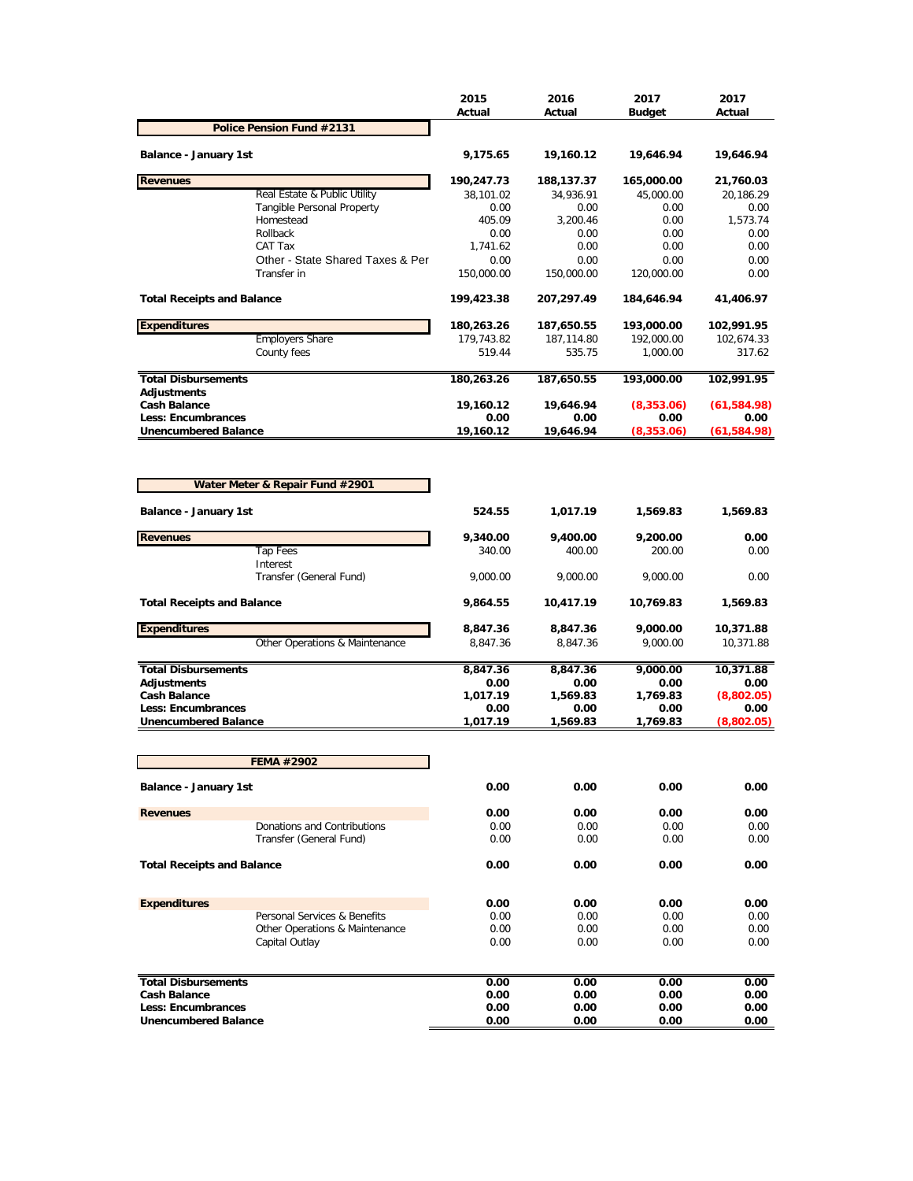| | 2015 Actual | 2016 Actual | 2017 Budget | 2017 Actual |
|---|---|---|---|---|
| **Police Pension Fund #2131** | | | | |
| **Balance - January 1st** | **9,175.65** | **19,160.12** | **19,646.94** | **19,646.94** |
| **Revenues** | **190,247.73** | **188,137.37** | **165,000.00** | **21,760.03** |
| Real Estate & Public Utility | 38,101.02 | 34,936.91 | 45,000.00 | 20,186.29 |
| Tangible Personal Property | 0.00 | 0.00 | 0.00 | 0.00 |
| Homestead | 405.09 | 3,200.46 | 0.00 | 1,573.74 |
| Rollback | 0.00 | 0.00 | 0.00 | 0.00 |
| CAT Tax | 1,741.62 | 0.00 | 0.00 | 0.00 |
| Other - State Shared Taxes & Per | 0.00 | 0.00 | 0.00 | 0.00 |
| Transfer in | 150,000.00 | 150,000.00 | 120,000.00 | 0.00 |
| **Total Receipts and Balance** | **199,423.38** | **207,297.49** | **184,646.94** | **41,406.97** |
| **Expenditures** | **180,263.26** | **187,650.55** | **193,000.00** | **102,991.95** |
| Employers Share | 179,743.82 | 187,114.80 | 192,000.00 | 102,674.33 |
| County fees | 519.44 | 535.75 | 1,000.00 | 317.62 |
| **Total Disbursements** | **180,263.26** | **187,650.55** | **193,000.00** | **102,991.95** |
| **Adjustments** | | | | |
| **Cash Balance** | **19,160.12** | **19,646.94** | **(8,353.06)** | **(61,584.98)** |
| **Less: Encumbrances** | **0.00** | **0.00** | **0.00** | **0.00** |
| **Unencumbered Balance** | **19,160.12** | **19,646.94** | **(8,353.06)** | **(61,584.98)** |

| | 2015 Actual | 2016 Actual | 2017 Budget | 2017 Actual |
|---|---|---|---|---|
| **Water Meter & Repair Fund #2901** | | | | |
| **Balance - January 1st** | **524.55** | **1,017.19** | **1,569.83** | **1,569.83** |
| **Revenues** | **9,340.00** | **9,400.00** | **9,200.00** | **0.00** |
| Tap Fees | 340.00 | 400.00 | 200.00 | 0.00 |
| Interest | | | | |
| Transfer (General Fund) | 9,000.00 | 9,000.00 | 9,000.00 | 0.00 |
| **Total Receipts and Balance** | **9,864.55** | **10,417.19** | **10,769.83** | **1,569.83** |
| **Expenditures** | **8,847.36** | **8,847.36** | **9,000.00** | **10,371.88** |
| Other Operations & Maintenance | 8,847.36 | 8,847.36 | 9,000.00 | 10,371.88 |
| **Total Disbursements** | **8,847.36** | **8,847.36** | **9,000.00** | **10,371.88** |
| **Adjustments** | **0.00** | **0.00** | **0.00** | **0.00** |
| **Cash Balance** | **1,017.19** | **1,569.83** | **1,769.83** | **(8,802.05)** |
| **Less: Encumbrances** | **0.00** | **0.00** | **0.00** | **0.00** |
| **Unencumbered Balance** | **1,017.19** | **1,569.83** | **1,769.83** | **(8,802.05)** |

| | 2015 Actual | 2016 Actual | 2017 Budget | 2017 Actual |
|---|---|---|---|---|
| **FEMA #2902** | | | | |
| **Balance - January 1st** | **0.00** | **0.00** | **0.00** | **0.00** |
| **Revenues** | **0.00** | **0.00** | **0.00** | **0.00** |
| Donations and Contributions | 0.00 | 0.00 | 0.00 | 0.00 |
| Transfer (General Fund) | 0.00 | 0.00 | 0.00 | 0.00 |
| **Total Receipts and Balance** | **0.00** | **0.00** | **0.00** | **0.00** |
| **Expenditures** | **0.00** | **0.00** | **0.00** | **0.00** |
| Personal Services & Benefits | 0.00 | 0.00 | 0.00 | 0.00 |
| Other Operations & Maintenance | 0.00 | 0.00 | 0.00 | 0.00 |
| Capital Outlay | 0.00 | 0.00 | 0.00 | 0.00 |
| **Total Disbursements** | **0.00** | **0.00** | **0.00** | **0.00** |
| **Cash Balance** | **0.00** | **0.00** | **0.00** | **0.00** |
| **Less: Encumbrances** | **0.00** | **0.00** | **0.00** | **0.00** |
| **Unencumbered Balance** | **0.00** | **0.00** | **0.00** | **0.00** |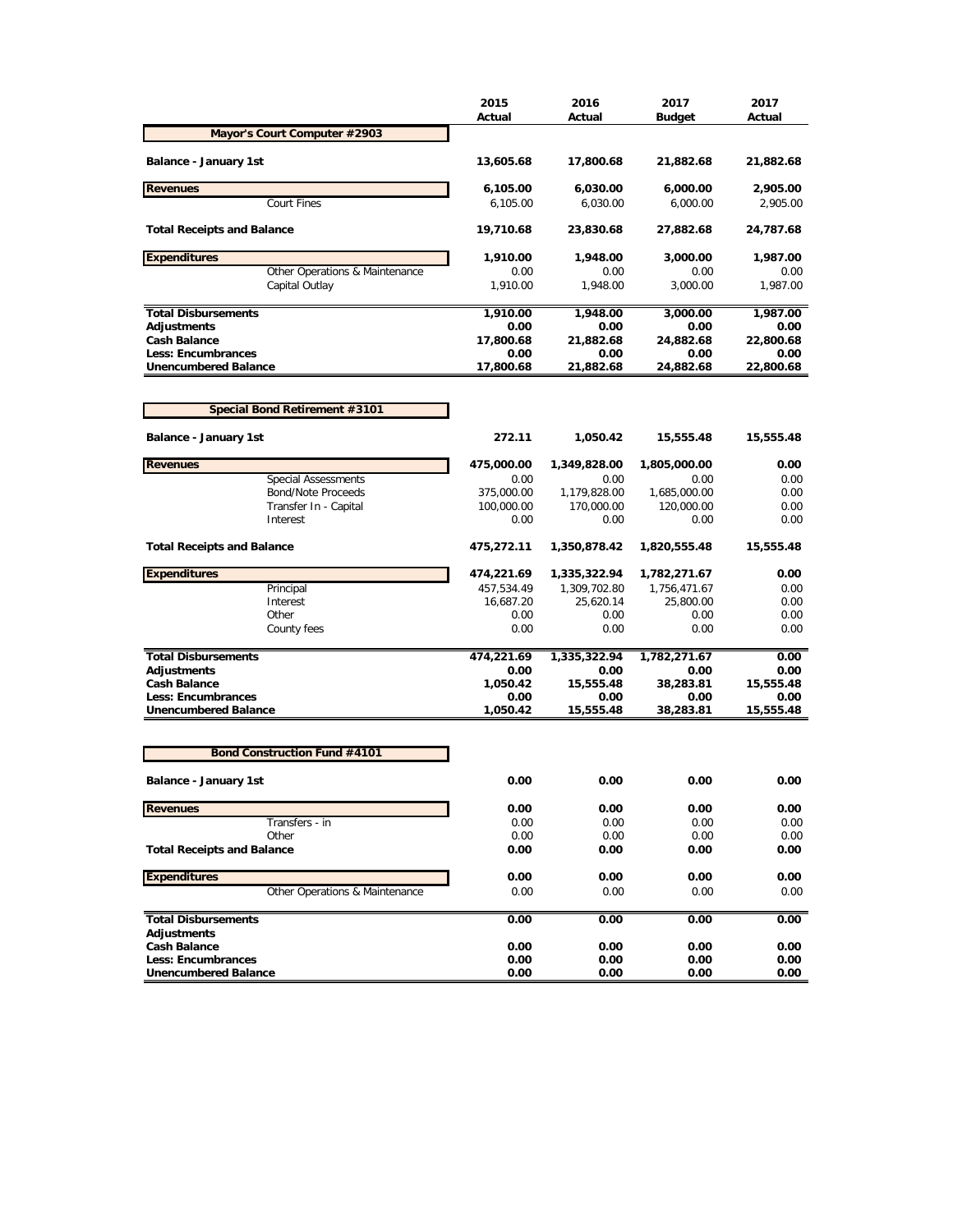|  | 2015 Actual | 2016 Actual | 2017 Budget | 2017 Actual |
|---|---|---|---|---|
| **Mayor's Court Computer #2903** | | | | |
| **Balance - January 1st** | **13,605.68** | **17,800.68** | **21,882.68** | **21,882.68** |
| **Revenues** | **6,105.00** | **6,030.00** | **6,000.00** | **2,905.00** |
| Court Fines | 6,105.00 | 6,030.00 | 6,000.00 | 2,905.00 |
| **Total Receipts and Balance** | **19,710.68** | **23,830.68** | **27,882.68** | **24,787.68** |
| **Expenditures** | **1,910.00** | **1,948.00** | **3,000.00** | **1,987.00** |
| Other Operations & Maintenance | 0.00 | 0.00 | 0.00 | 0.00 |
| Capital Outlay | 1,910.00 | 1,948.00 | 3,000.00 | 1,987.00 |
| **Total Disbursements** | **1,910.00** | **1,948.00** | **3,000.00** | **1,987.00** |
| **Adjustments** | **0.00** | **0.00** | **0.00** | **0.00** |
| **Cash Balance** | **17,800.68** | **21,882.68** | **24,882.68** | **22,800.68** |
| **Less: Encumbrances** | **0.00** | **0.00** | **0.00** | **0.00** |
| **Unencumbered Balance** | **17,800.68** | **21,882.68** | **24,882.68** | **22,800.68** |

|  | 2015 Actual | 2016 Actual | 2017 Budget | 2017 Actual |
|---|---|---|---|---|
| **Special Bond Retirement #3101** | | | | |
| **Balance - January 1st** | **272.11** | **1,050.42** | **15,555.48** | **15,555.48** |
| **Revenues** | **475,000.00** | **1,349,828.00** | **1,805,000.00** | **0.00** |
| Special Assessments | 0.00 | 0.00 | 0.00 | 0.00 |
| Bond/Note Proceeds | 375,000.00 | 1,179,828.00 | 1,685,000.00 | 0.00 |
| Transfer In - Capital | 100,000.00 | 170,000.00 | 120,000.00 | 0.00 |
| Interest | 0.00 | 0.00 | 0.00 | 0.00 |
| **Total Receipts and Balance** | **475,272.11** | **1,350,878.42** | **1,820,555.48** | **15,555.48** |
| **Expenditures** | **474,221.69** | **1,335,322.94** | **1,782,271.67** | **0.00** |
| Principal | 457,534.49 | 1,309,702.80 | 1,756,471.67 | 0.00 |
| Interest | 16,687.20 | 25,620.14 | 25,800.00 | 0.00 |
| Other | 0.00 | 0.00 | 0.00 | 0.00 |
| County fees | 0.00 | 0.00 | 0.00 | 0.00 |
| **Total Disbursements** | **474,221.69** | **1,335,322.94** | **1,782,271.67** | **0.00** |
| **Adjustments** | **0.00** | **0.00** | **0.00** | **0.00** |
| **Cash Balance** | **1,050.42** | **15,555.48** | **38,283.81** | **15,555.48** |
| **Less: Encumbrances** | **0.00** | **0.00** | **0.00** | **0.00** |
| **Unencumbered Balance** | **1,050.42** | **15,555.48** | **38,283.81** | **15,555.48** |

|  | 2015 Actual | 2016 Actual | 2017 Budget | 2017 Actual |
|---|---|---|---|---|
| **Bond Construction Fund #4101** | | | | |
| **Balance - January 1st** | **0.00** | **0.00** | **0.00** | **0.00** |
| **Revenues** | **0.00** | **0.00** | **0.00** | **0.00** |
| Transfers - in | 0.00 | 0.00 | 0.00 | 0.00 |
| Other | 0.00 | 0.00 | 0.00 | 0.00 |
| **Total Receipts and Balance** | **0.00** | **0.00** | **0.00** | **0.00** |
| **Expenditures** | **0.00** | **0.00** | **0.00** | **0.00** |
| Other Operations & Maintenance | 0.00 | 0.00 | 0.00 | 0.00 |
| **Total Disbursements** | **0.00** | **0.00** | **0.00** | **0.00** |
| **Adjustments** | | | | |
| **Cash Balance** | **0.00** | **0.00** | **0.00** | **0.00** |
| **Less: Encumbrances** | **0.00** | **0.00** | **0.00** | **0.00** |
| **Unencumbered Balance** | **0.00** | **0.00** | **0.00** | **0.00** |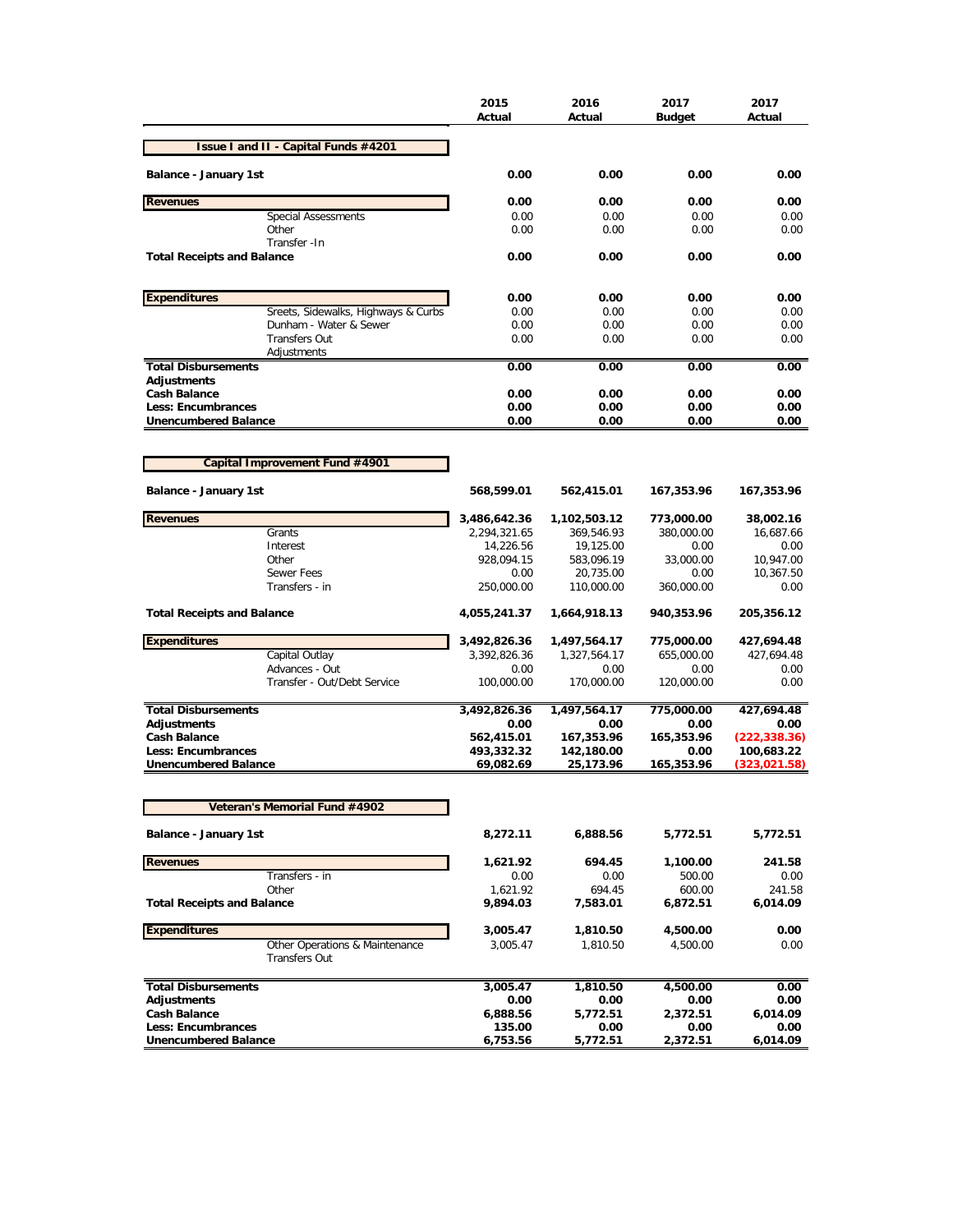| | 2015 Actual | 2016 Actual | 2017 Budget | 2017 Actual |
|---|---|---|---|---|
| **Issue I and II - Capital Funds #4201** | | | | |
| **Balance - January 1st** | **0.00** | **0.00** | **0.00** | **0.00** |
| **Revenues** | **0.00** | **0.00** | **0.00** | **0.00** |
| Special Assessments | 0.00 | 0.00 | 0.00 | 0.00 |
| Other | 0.00 | 0.00 | 0.00 | 0.00 |
| Transfer -In | | | | |
| **Total Receipts and Balance** | **0.00** | **0.00** | **0.00** | **0.00** |
| **Expenditures** | **0.00** | **0.00** | **0.00** | **0.00** |
| Sreets, Sidewalks, Highways & Curbs | 0.00 | 0.00 | 0.00 | 0.00 |
| Dunham - Water & Sewer | 0.00 | 0.00 | 0.00 | 0.00 |
| Transfers Out | 0.00 | 0.00 | 0.00 | 0.00 |
| Adjustments | | | | |
| **Total Disbursements** | **0.00** | **0.00** | **0.00** | **0.00** |
| **Adjustments** | | | | |
| **Cash Balance** | **0.00** | **0.00** | **0.00** | **0.00** |
| **Less: Encumbrances** | **0.00** | **0.00** | **0.00** | **0.00** |
| **Unencumbered Balance** | **0.00** | **0.00** | **0.00** | **0.00** |
| **Capital Improvement Fund #4901** | | | | |
| **Balance - January 1st** | **568,599.01** | **562,415.01** | **167,353.96** | **167,353.96** |
| **Revenues** | **3,486,642.36** | **1,102,503.12** | **773,000.00** | **38,002.16** |
| Grants | 2,294,321.65 | 369,546.93 | 380,000.00 | 16,687.66 |
| Interest | 14,226.56 | 19,125.00 | 0.00 | 0.00 |
| Other | 928,094.15 | 583,096.19 | 33,000.00 | 10,947.00 |
| Sewer Fees | 0.00 | 20,735.00 | 0.00 | 10,367.50 |
| Transfers - in | 250,000.00 | 110,000.00 | 360,000.00 | 0.00 |
| **Total Receipts and Balance** | **4,055,241.37** | **1,664,918.13** | **940,353.96** | **205,356.12** |
| **Expenditures** | **3,492,826.36** | **1,497,564.17** | **775,000.00** | **427,694.48** |
| Capital Outlay | 3,392,826.36 | 1,327,564.17 | 655,000.00 | 427,694.48 |
| Advances - Out | 0.00 | 0.00 | 0.00 | 0.00 |
| Transfer - Out/Debt Service | 100,000.00 | 170,000.00 | 120,000.00 | 0.00 |
| **Total Disbursements** | **3,492,826.36** | **1,497,564.17** | **775,000.00** | **427,694.48** |
| **Adjustments** | **0.00** | **0.00** | **0.00** | **0.00** |
| **Cash Balance** | **562,415.01** | **167,353.96** | **165,353.96** | **(222,338.36)** |
| **Less: Encumbrances** | **493,332.32** | **142,180.00** | **0.00** | **100,683.22** |
| **Unencumbered Balance** | **69,082.69** | **25,173.96** | **165,353.96** | **(323,021.58)** |
| **Veteran's Memorial Fund #4902** | | | | |
| **Balance - January 1st** | **8,272.11** | **6,888.56** | **5,772.51** | **5,772.51** |
| **Revenues** | **1,621.92** | **694.45** | **1,100.00** | **241.58** |
| Transfers - in | 0.00 | 0.00 | 500.00 | 0.00 |
| Other | 1,621.92 | 694.45 | 600.00 | 241.58 |
| **Total Receipts and Balance** | **9,894.03** | **7,583.01** | **6,872.51** | **6,014.09** |
| **Expenditures** | **3,005.47** | **1,810.50** | **4,500.00** | **0.00** |
| Other Operations & Maintenance | 3,005.47 | 1,810.50 | 4,500.00 | 0.00 |
| Transfers Out | | | | |
| **Total Disbursements** | **3,005.47** | **1,810.50** | **4,500.00** | **0.00** |
| **Adjustments** | **0.00** | **0.00** | **0.00** | **0.00** |
| **Cash Balance** | **6,888.56** | **5,772.51** | **2,372.51** | **6,014.09** |
| **Less: Encumbrances** | **135.00** | **0.00** | **0.00** | **0.00** |
| **Unencumbered Balance** | **6,753.56** | **5,772.51** | **2,372.51** | **6,014.09** |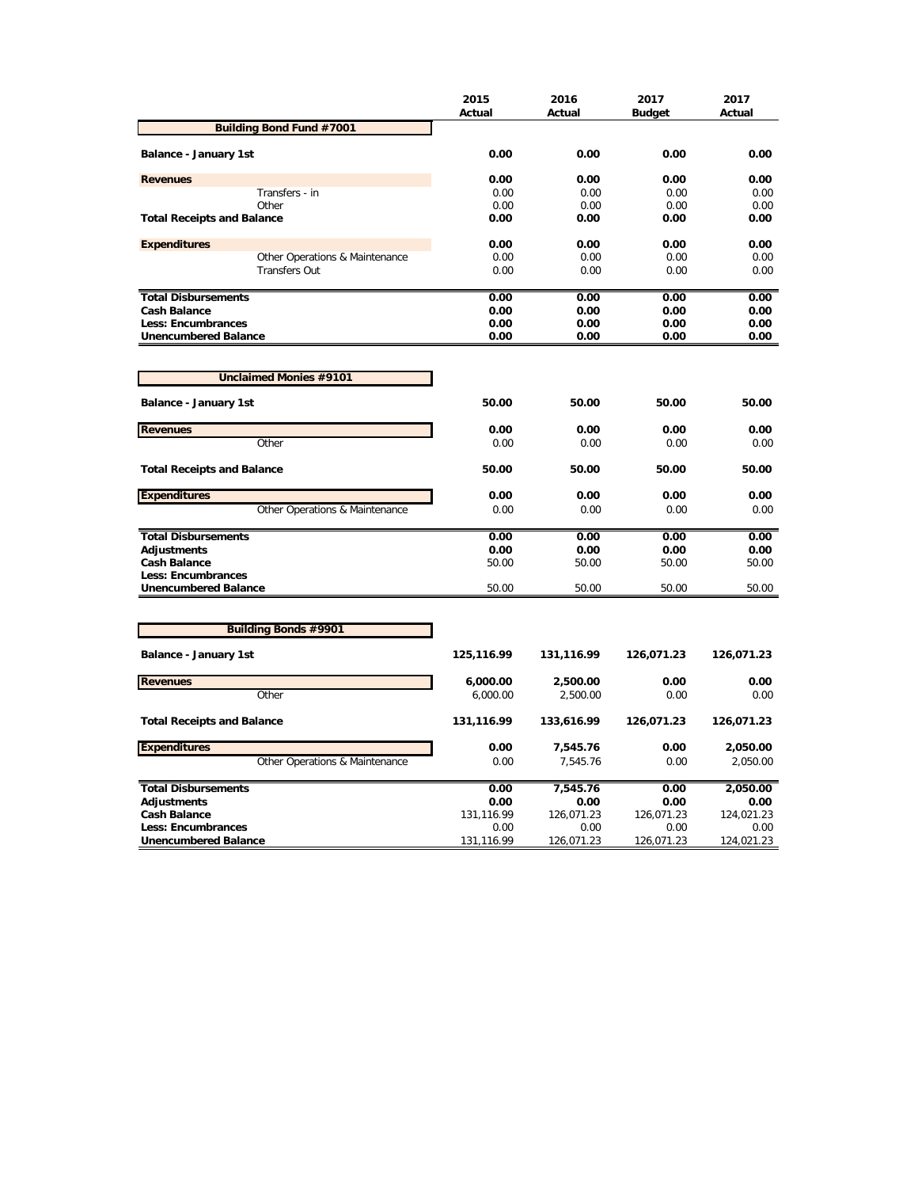| | 2015 Actual | 2016 Actual | 2017 Budget | 2017 Actual |
|---|---|---|---|---|
| **Building Bond Fund #7001** | | | | |
| **Balance - January 1st** | **0.00** | **0.00** | **0.00** | **0.00** |
| **Revenues** | **0.00** | **0.00** | **0.00** | **0.00** |
| Transfers - in | 0.00 | 0.00 | 0.00 | 0.00 |
| Other | 0.00 | 0.00 | 0.00 | 0.00 |
| **Total Receipts and Balance** | **0.00** | **0.00** | **0.00** | **0.00** |
| **Expenditures** | **0.00** | **0.00** | **0.00** | **0.00** |
| Other Operations & Maintenance | 0.00 | 0.00 | 0.00 | 0.00 |
| Transfers Out | 0.00 | 0.00 | 0.00 | 0.00 |
| **Total Disbursements** | **0.00** | **0.00** | **0.00** | **0.00** |
| **Cash Balance** | **0.00** | **0.00** | **0.00** | **0.00** |
| **Less: Encumbrances** | **0.00** | **0.00** | **0.00** | **0.00** |
| **Unencumbered Balance** | **0.00** | **0.00** | **0.00** | **0.00** |

| | 2015 Actual | 2016 Actual | 2017 Budget | 2017 Actual |
|---|---|---|---|---|
| **Unclaimed Monies #9101** | | | | |
| **Balance - January 1st** | **50.00** | **50.00** | **50.00** | **50.00** |
| **Revenues** | **0.00** | **0.00** | **0.00** | **0.00** |
| Other | 0.00 | 0.00 | 0.00 | 0.00 |
| **Total Receipts and Balance** | **50.00** | **50.00** | **50.00** | **50.00** |
| **Expenditures** | **0.00** | **0.00** | **0.00** | **0.00** |
| Other Operations & Maintenance | 0.00 | 0.00 | 0.00 | 0.00 |
| **Total Disbursements** | **0.00** | **0.00** | **0.00** | **0.00** |
| **Adjustments** | **0.00** | **0.00** | **0.00** | **0.00** |
| **Cash Balance** | 50.00 | 50.00 | 50.00 | 50.00 |
| **Less: Encumbrances** | | | | |
| **Unencumbered Balance** | 50.00 | 50.00 | 50.00 | 50.00 |

| | 2015 Actual | 2016 Actual | 2017 Budget | 2017 Actual |
|---|---|---|---|---|
| **Building Bonds #9901** | | | | |
| **Balance - January 1st** | **125,116.99** | **131,116.99** | **126,071.23** | **126,071.23** |
| **Revenues** | **6,000.00** | **2,500.00** | **0.00** | **0.00** |
| Other | 6,000.00 | 2,500.00 | 0.00 | 0.00 |
| **Total Receipts and Balance** | **131,116.99** | **133,616.99** | **126,071.23** | **126,071.23** |
| **Expenditures** | **0.00** | **7,545.76** | **0.00** | **2,050.00** |
| Other Operations & Maintenance | 0.00 | 7,545.76 | 0.00 | 2,050.00 |
| **Total Disbursements** | **0.00** | **7,545.76** | **0.00** | **2,050.00** |
| **Adjustments** | **0.00** | **0.00** | **0.00** | **0.00** |
| **Cash Balance** | 131,116.99 | 126,071.23 | 126,071.23 | 124,021.23 |
| **Less: Encumbrances** | 0.00 | 0.00 | 0.00 | 0.00 |
| **Unencumbered Balance** | 131,116.99 | 126,071.23 | 126,071.23 | 124,021.23 |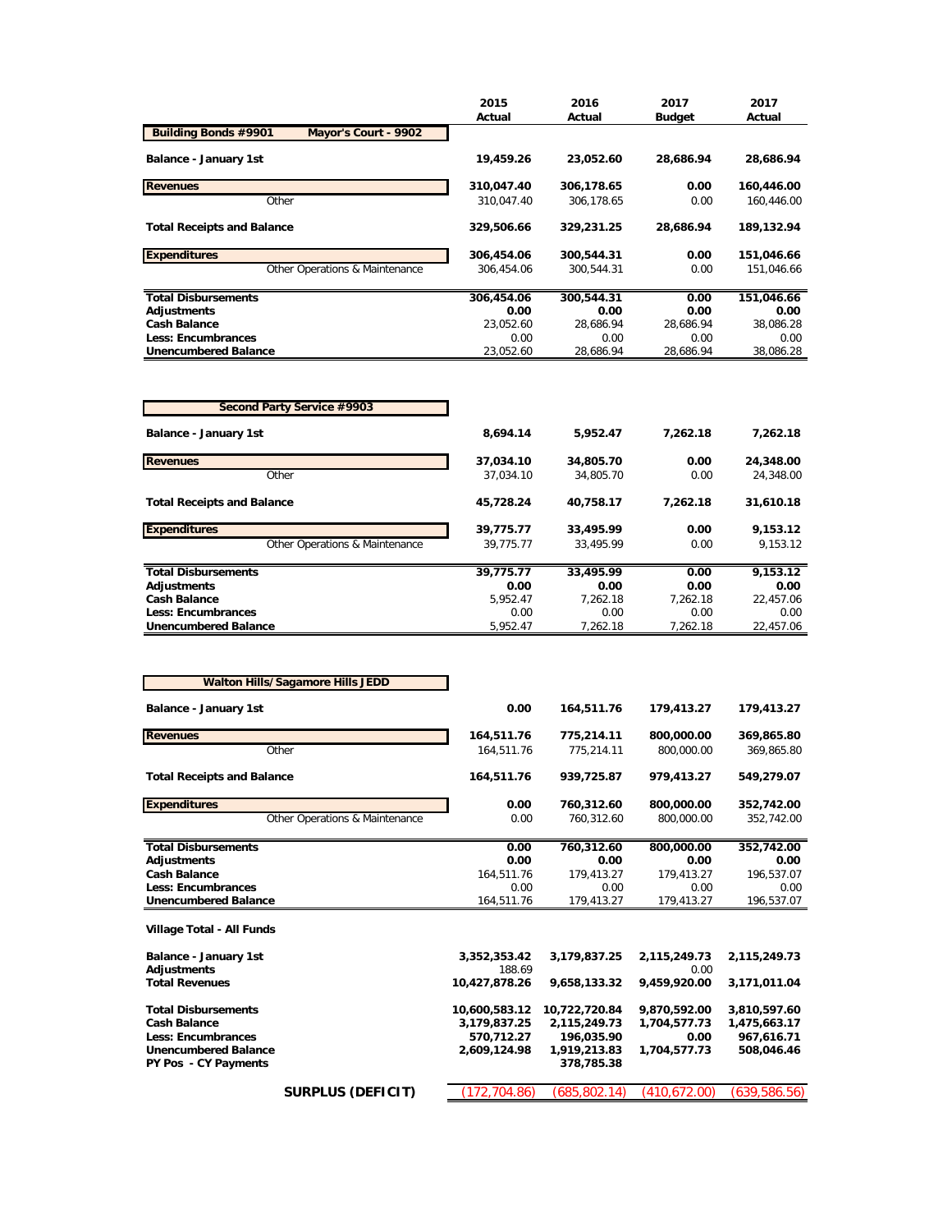| | 2015 Actual | 2016 Actual | 2017 Budget | 2017 Actual |
|---|---|---|---|---|
| **Building Bonds #9901 — Mayor's Court - 9902** | | | | |
| **Balance - January 1st** | 19,459.26 | 23,052.60 | 28,686.94 | 28,686.94 |
| **Revenues** | 310,047.40 | 306,178.65 | 0.00 | 160,446.00 |
| Other | 310,047.40 | 306,178.65 | 0.00 | 160,446.00 |
| **Total Receipts and Balance** | 329,506.66 | 329,231.25 | 28,686.94 | 189,132.94 |
| **Expenditures** | 306,454.06 | 300,544.31 | 0.00 | 151,046.66 |
| Other Operations & Maintenance | 306,454.06 | 300,544.31 | 0.00 | 151,046.66 |
| **Total Disbursements** | 306,454.06 | 300,544.31 | 0.00 | 151,046.66 |
| **Adjustments** | 0.00 | 0.00 | 0.00 | 0.00 |
| **Cash Balance** | 23,052.60 | 28,686.94 | 28,686.94 | 38,086.28 |
| **Less: Encumbrances** | 0.00 | 0.00 | 0.00 | 0.00 |
| **Unencumbered Balance** | 23,052.60 | 28,686.94 | 28,686.94 | 38,086.28 |

| | 2015 Actual | 2016 Actual | 2017 Budget | 2017 Actual |
|---|---|---|---|---|
| **Second Party Service #9903** | | | | |
| **Balance - January 1st** | 8,694.14 | 5,952.47 | 7,262.18 | 7,262.18 |
| **Revenues** | 37,034.10 | 34,805.70 | 0.00 | 24,348.00 |
| Other | 37,034.10 | 34,805.70 | 0.00 | 24,348.00 |
| **Total Receipts and Balance** | 45,728.24 | 40,758.17 | 7,262.18 | 31,610.18 |
| **Expenditures** | 39,775.77 | 33,495.99 | 0.00 | 9,153.12 |
| Other Operations & Maintenance | 39,775.77 | 33,495.99 | 0.00 | 9,153.12 |
| **Total Disbursements** | 39,775.77 | 33,495.99 | 0.00 | 9,153.12 |
| **Adjustments** | 0.00 | 0.00 | 0.00 | 0.00 |
| **Cash Balance** | 5,952.47 | 7,262.18 | 7,262.18 | 22,457.06 |
| **Less: Encumbrances** | 0.00 | 0.00 | 0.00 | 0.00 |
| **Unencumbered Balance** | 5,952.47 | 7,262.18 | 7,262.18 | 22,457.06 |

| | 2015 Actual | 2016 Actual | 2017 Budget | 2017 Actual |
|---|---|---|---|---|
| **Walton Hills/Sagamore Hills JEDD** | | | | |
| **Balance - January 1st** | 0.00 | 164,511.76 | 179,413.27 | 179,413.27 |
| **Revenues** | 164,511.76 | 775,214.11 | 800,000.00 | 369,865.80 |
| Other | 164,511.76 | 775,214.11 | 800,000.00 | 369,865.80 |
| **Total Receipts and Balance** | 164,511.76 | 939,725.87 | 979,413.27 | 549,279.07 |
| **Expenditures** | 0.00 | 760,312.60 | 800,000.00 | 352,742.00 |
| Other Operations & Maintenance | 0.00 | 760,312.60 | 800,000.00 | 352,742.00 |
| **Total Disbursements** | 0.00 | 760,312.60 | 800,000.00 | 352,742.00 |
| **Adjustments** | 0.00 | 0.00 | 0.00 | 0.00 |
| **Cash Balance** | 164,511.76 | 179,413.27 | 179,413.27 | 196,537.07 |
| **Less: Encumbrances** | 0.00 | 0.00 | 0.00 | 0.00 |
| **Unencumbered Balance** | 164,511.76 | 179,413.27 | 179,413.27 | 196,537.07 |

| | 2015 Actual | 2016 Actual | 2017 Budget | 2017 Actual |
|---|---|---|---|---|
| **Village Total - All Funds** | | | | |
| **Balance - January 1st** | 3,352,353.42 | 3,179,837.25 | 2,115,249.73 | 2,115,249.73 |
| **Adjustments** | 188.69 | | 0.00 | |
| **Total Revenues** | 10,427,878.26 | 9,658,133.32 | 9,459,920.00 | 3,171,011.04 |
| **Total Disbursements** | 10,600,583.12 | 10,722,720.84 | 9,870,592.00 | 3,810,597.60 |
| **Cash Balance** | 3,179,837.25 | 2,115,249.73 | 1,704,577.73 | 1,475,663.17 |
| **Less: Encumbrances** | 570,712.27 | 196,035.90 | 0.00 | 967,616.71 |
| **Unencumbered Balance** | 2,609,124.98 | 1,919,213.83 | 1,704,577.73 | 508,046.46 |
| **PY Pos - CY Payments** | | 378,785.38 | | |
| **SURPLUS (DEFICIT)** | (172,704.86) | (685,802.14) | (410,672.00) | (639,586.56) |